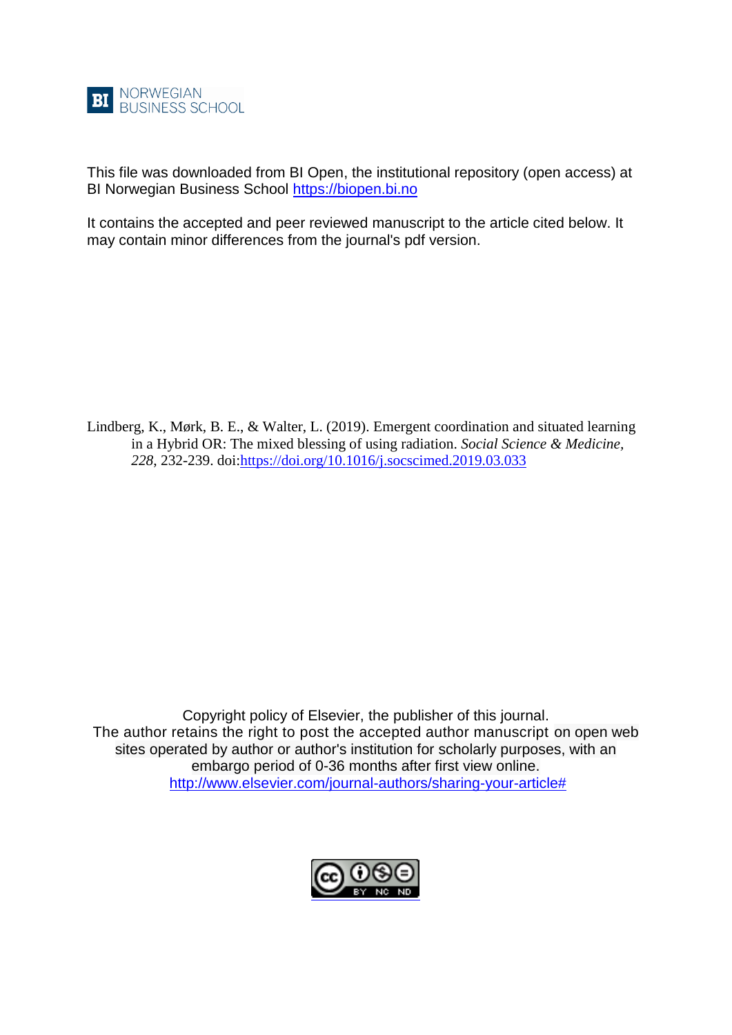BI NORWEGIAN BUSINESS SCHOOL

This file was downloaded from BI Open, the institutional repository (open access) at BI Norwegian Business School https://biopen.bi.no

It contains the accepted and peer reviewed manuscript to the article cited below. It may contain minor differences from the journal's pdf version.

Lindberg, K., Mørk, B. E., & Walter, L. (2019). Emergent coordination and situated learning in a Hybrid OR: The mixed blessing of using radiation. *Social Science & Medicine*, *228*, 232-239. doi:https://doi.org/10.1016/j.socscimed.2019.03.033

Copyright policy of Elsevier, the publisher of this journal.
The author retains the right to post the accepted author manuscript on open web sites operated by author or author's institution for scholarly purposes, with an embargo period of 0-36 months after first view online.
http://www.elsevier.com/journal-authors/sharing-your-article#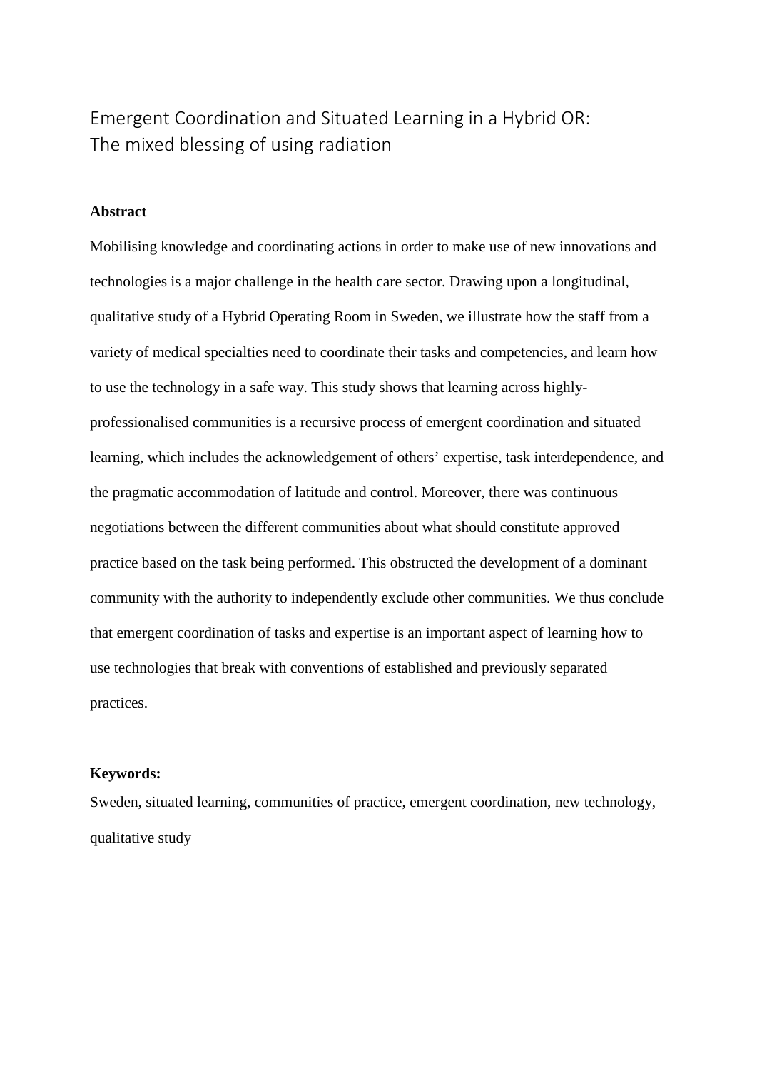# Emergent Coordination and Situated Learning in a Hybrid OR: The mixed blessing of using radiation

**Abstract**

Mobilising knowledge and coordinating actions in order to make use of new innovations and technologies is a major challenge in the health care sector. Drawing upon a longitudinal, qualitative study of a Hybrid Operating Room in Sweden, we illustrate how the staff from a variety of medical specialties need to coordinate their tasks and competencies, and learn how to use the technology in a safe way. This study shows that learning across highly-professionalised communities is a recursive process of emergent coordination and situated learning, which includes the acknowledgement of others' expertise, task interdependence, and the pragmatic accommodation of latitude and control. Moreover, there was continuous negotiations between the different communities about what should constitute approved practice based on the task being performed. This obstructed the development of a dominant community with the authority to independently exclude other communities. We thus conclude that emergent coordination of tasks and expertise is an important aspect of learning how to use technologies that break with conventions of established and previously separated practices.

**Keywords:**

Sweden, situated learning, communities of practice, emergent coordination, new technology, qualitative study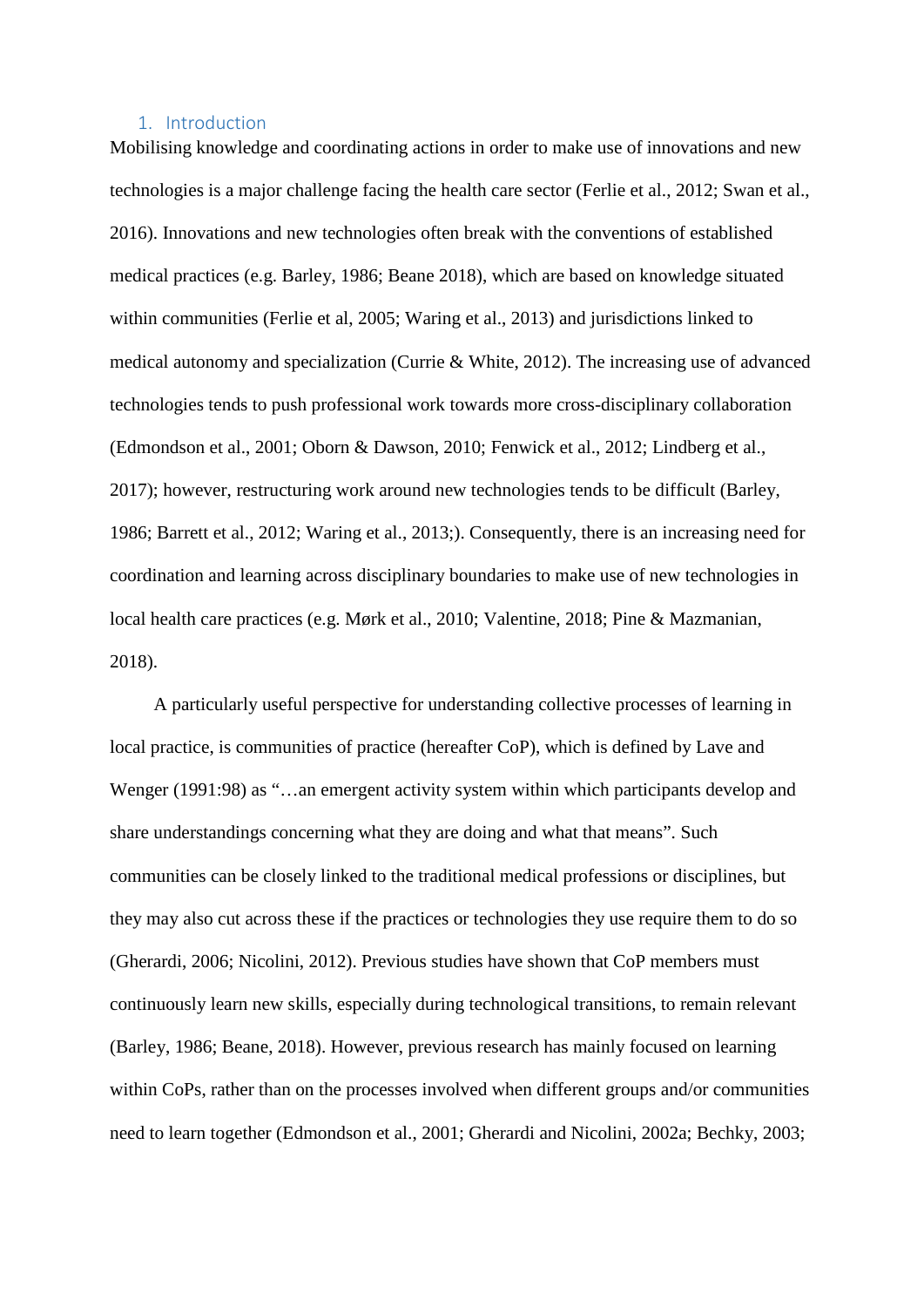## 1. Introduction

Mobilising knowledge and coordinating actions in order to make use of innovations and new technologies is a major challenge facing the health care sector (Ferlie et al., 2012; Swan et al., 2016). Innovations and new technologies often break with the conventions of established medical practices (e.g. Barley, 1986; Beane 2018), which are based on knowledge situated within communities (Ferlie et al, 2005; Waring et al., 2013) and jurisdictions linked to medical autonomy and specialization (Currie & White, 2012). The increasing use of advanced technologies tends to push professional work towards more cross-disciplinary collaboration (Edmondson et al., 2001; Oborn & Dawson, 2010; Fenwick et al., 2012; Lindberg et al., 2017); however, restructuring work around new technologies tends to be difficult (Barley, 1986; Barrett et al., 2012; Waring et al., 2013;). Consequently, there is an increasing need for coordination and learning across disciplinary boundaries to make use of new technologies in local health care practices (e.g. Mørk et al., 2010; Valentine, 2018; Pine & Mazmanian, 2018).

A particularly useful perspective for understanding collective processes of learning in local practice, is communities of practice (hereafter CoP), which is defined by Lave and Wenger (1991:98) as "…an emergent activity system within which participants develop and share understandings concerning what they are doing and what that means". Such communities can be closely linked to the traditional medical professions or disciplines, but they may also cut across these if the practices or technologies they use require them to do so (Gherardi, 2006; Nicolini, 2012). Previous studies have shown that CoP members must continuously learn new skills, especially during technological transitions, to remain relevant (Barley, 1986; Beane, 2018). However, previous research has mainly focused on learning within CoPs, rather than on the processes involved when different groups and/or communities need to learn together (Edmondson et al., 2001; Gherardi and Nicolini, 2002a; Bechky, 2003;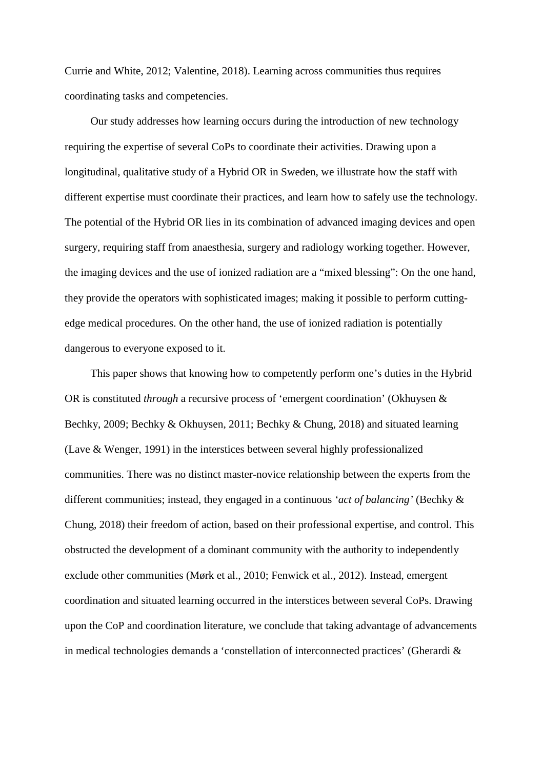Currie and White, 2012; Valentine, 2018). Learning across communities thus requires coordinating tasks and competencies.

Our study addresses how learning occurs during the introduction of new technology requiring the expertise of several CoPs to coordinate their activities. Drawing upon a longitudinal, qualitative study of a Hybrid OR in Sweden, we illustrate how the staff with different expertise must coordinate their practices, and learn how to safely use the technology. The potential of the Hybrid OR lies in its combination of advanced imaging devices and open surgery, requiring staff from anaesthesia, surgery and radiology working together. However, the imaging devices and the use of ionized radiation are a "mixed blessing": On the one hand, they provide the operators with sophisticated images; making it possible to perform cutting-edge medical procedures. On the other hand, the use of ionized radiation is potentially dangerous to everyone exposed to it.

This paper shows that knowing how to competently perform one's duties in the Hybrid OR is constituted *through* a recursive process of 'emergent coordination' (Okhuysen & Bechky, 2009; Bechky & Okhuysen, 2011; Bechky & Chung, 2018) and situated learning (Lave & Wenger, 1991) in the interstices between several highly professionalized communities. There was no distinct master-novice relationship between the experts from the different communities; instead, they engaged in a continuous *'act of balancing'* (Bechky & Chung, 2018) their freedom of action, based on their professional expertise, and control. This obstructed the development of a dominant community with the authority to independently exclude other communities (Mørk et al., 2010; Fenwick et al., 2012). Instead, emergent coordination and situated learning occurred in the interstices between several CoPs. Drawing upon the CoP and coordination literature, we conclude that taking advantage of advancements in medical technologies demands a 'constellation of interconnected practices' (Gherardi &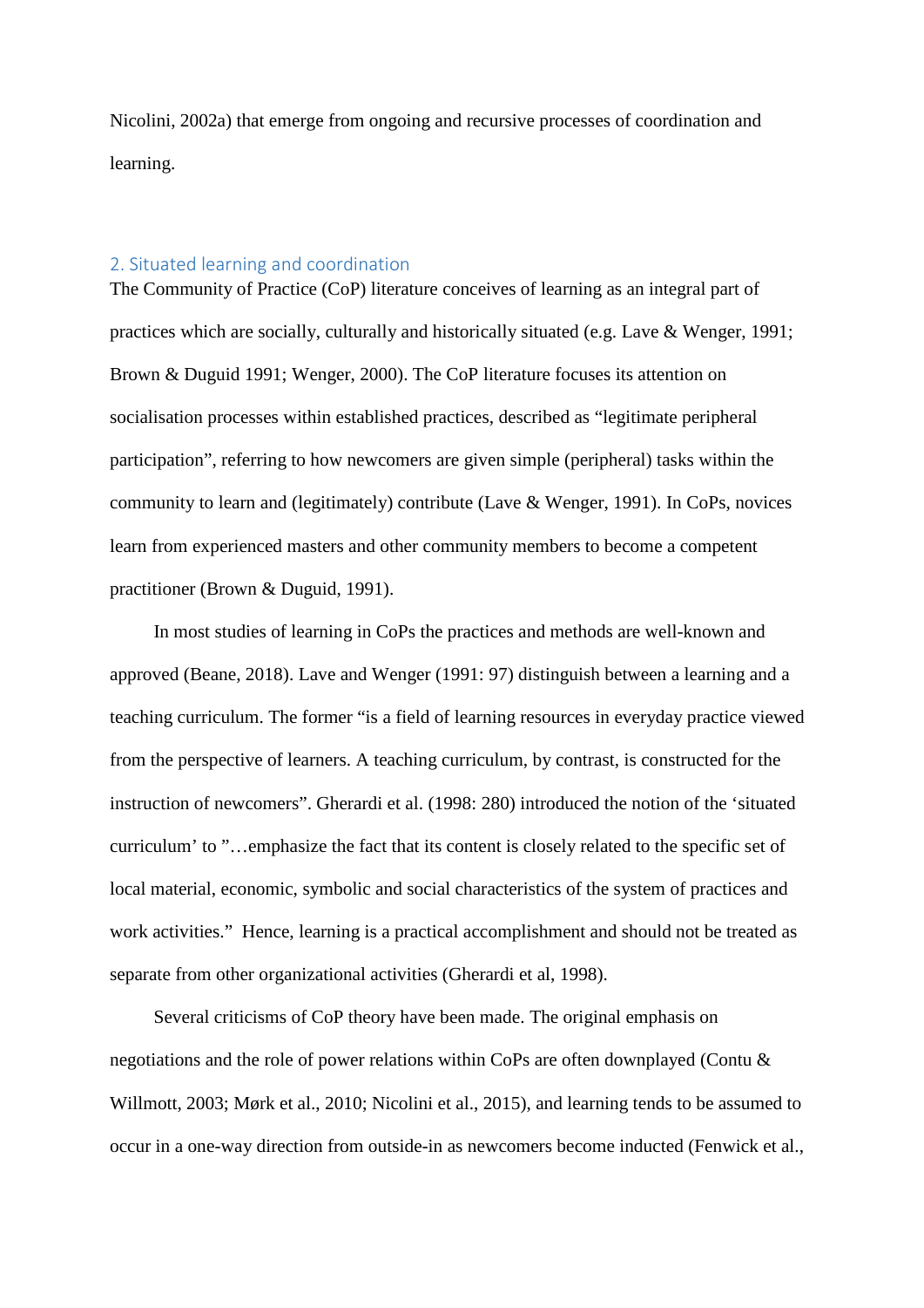Nicolini, 2002a) that emerge from ongoing and recursive processes of coordination and learning.

## 2. Situated learning and coordination

The Community of Practice (CoP) literature conceives of learning as an integral part of practices which are socially, culturally and historically situated (e.g. Lave & Wenger, 1991; Brown & Duguid 1991; Wenger, 2000). The CoP literature focuses its attention on socialisation processes within established practices, described as "legitimate peripheral participation", referring to how newcomers are given simple (peripheral) tasks within the community to learn and (legitimately) contribute (Lave & Wenger, 1991). In CoPs, novices learn from experienced masters and other community members to become a competent practitioner (Brown & Duguid, 1991).

In most studies of learning in CoPs the practices and methods are well-known and approved (Beane, 2018). Lave and Wenger (1991: 97) distinguish between a learning and a teaching curriculum. The former "is a field of learning resources in everyday practice viewed from the perspective of learners. A teaching curriculum, by contrast, is constructed for the instruction of newcomers". Gherardi et al. (1998: 280) introduced the notion of the 'situated curriculum' to "…emphasize the fact that its content is closely related to the specific set of local material, economic, symbolic and social characteristics of the system of practices and work activities." Hence, learning is a practical accomplishment and should not be treated as separate from other organizational activities (Gherardi et al, 1998).

Several criticisms of CoP theory have been made. The original emphasis on negotiations and the role of power relations within CoPs are often downplayed (Contu & Willmott, 2003; Mørk et al., 2010; Nicolini et al., 2015), and learning tends to be assumed to occur in a one-way direction from outside-in as newcomers become inducted (Fenwick et al.,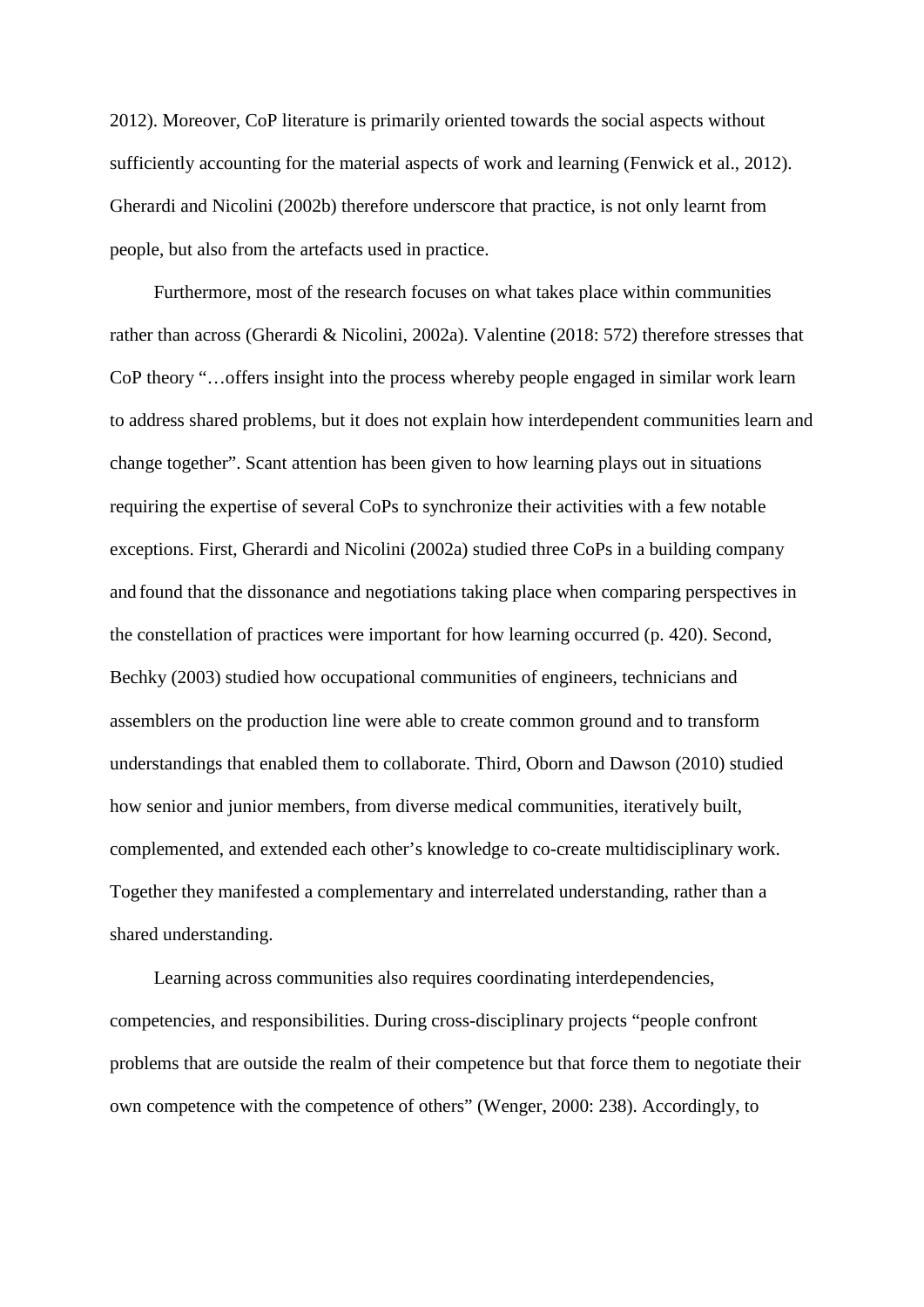2012). Moreover, CoP literature is primarily oriented towards the social aspects without sufficiently accounting for the material aspects of work and learning (Fenwick et al., 2012). Gherardi and Nicolini (2002b) therefore underscore that practice, is not only learnt from people, but also from the artefacts used in practice.

Furthermore, most of the research focuses on what takes place within communities rather than across (Gherardi & Nicolini, 2002a). Valentine (2018: 572) therefore stresses that CoP theory "…offers insight into the process whereby people engaged in similar work learn to address shared problems, but it does not explain how interdependent communities learn and change together". Scant attention has been given to how learning plays out in situations requiring the expertise of several CoPs to synchronize their activities with a few notable exceptions. First, Gherardi and Nicolini (2002a) studied three CoPs in a building company and found that the dissonance and negotiations taking place when comparing perspectives in the constellation of practices were important for how learning occurred (p. 420). Second, Bechky (2003) studied how occupational communities of engineers, technicians and assemblers on the production line were able to create common ground and to transform understandings that enabled them to collaborate. Third, Oborn and Dawson (2010) studied how senior and junior members, from diverse medical communities, iteratively built, complemented, and extended each other's knowledge to co-create multidisciplinary work. Together they manifested a complementary and interrelated understanding, rather than a shared understanding.

Learning across communities also requires coordinating interdependencies, competencies, and responsibilities. During cross-disciplinary projects "people confront problems that are outside the realm of their competence but that force them to negotiate their own competence with the competence of others" (Wenger, 2000: 238). Accordingly, to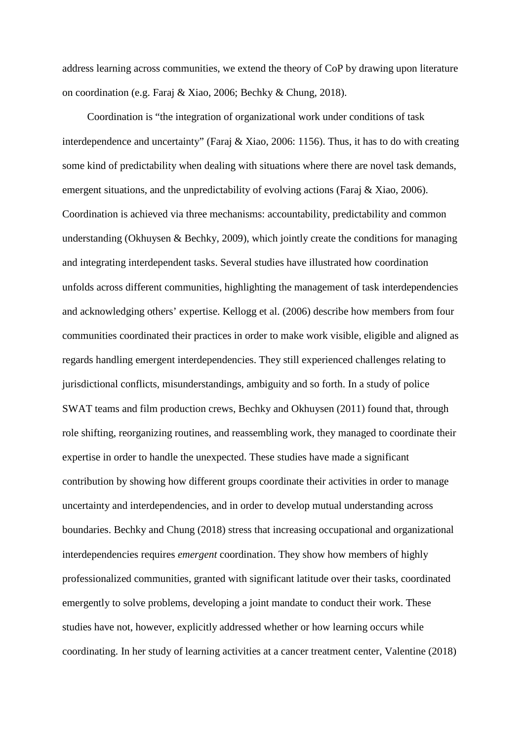address learning across communities, we extend the theory of CoP by drawing upon literature on coordination (e.g. Faraj & Xiao, 2006; Bechky & Chung, 2018).

Coordination is "the integration of organizational work under conditions of task interdependence and uncertainty" (Faraj & Xiao, 2006: 1156). Thus, it has to do with creating some kind of predictability when dealing with situations where there are novel task demands, emergent situations, and the unpredictability of evolving actions (Faraj & Xiao, 2006). Coordination is achieved via three mechanisms: accountability, predictability and common understanding (Okhuysen & Bechky, 2009), which jointly create the conditions for managing and integrating interdependent tasks. Several studies have illustrated how coordination unfolds across different communities, highlighting the management of task interdependencies and acknowledging others' expertise. Kellogg et al. (2006) describe how members from four communities coordinated their practices in order to make work visible, eligible and aligned as regards handling emergent interdependencies. They still experienced challenges relating to jurisdictional conflicts, misunderstandings, ambiguity and so forth. In a study of police SWAT teams and film production crews, Bechky and Okhuysen (2011) found that, through role shifting, reorganizing routines, and reassembling work, they managed to coordinate their expertise in order to handle the unexpected. These studies have made a significant contribution by showing how different groups coordinate their activities in order to manage uncertainty and interdependencies, and in order to develop mutual understanding across boundaries. Bechky and Chung (2018) stress that increasing occupational and organizational interdependencies requires *emergent* coordination. They show how members of highly professionalized communities, granted with significant latitude over their tasks, coordinated emergently to solve problems, developing a joint mandate to conduct their work. These studies have not, however, explicitly addressed whether or how learning occurs while coordinating. In her study of learning activities at a cancer treatment center, Valentine (2018)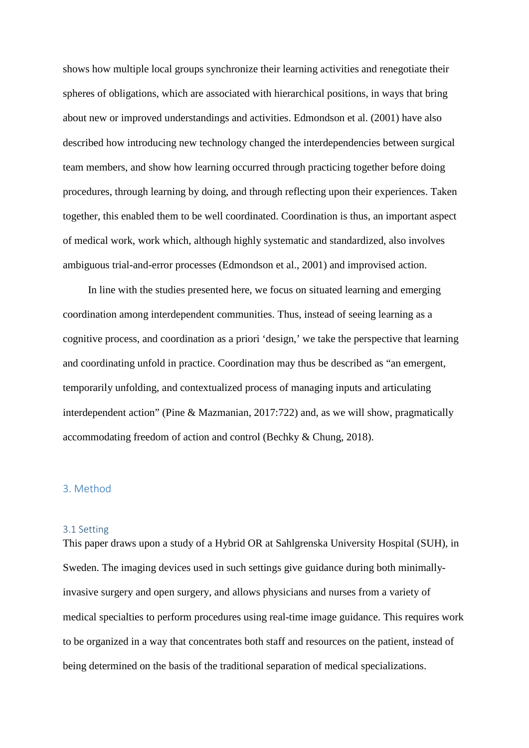shows how multiple local groups synchronize their learning activities and renegotiate their spheres of obligations, which are associated with hierarchical positions, in ways that bring about new or improved understandings and activities. Edmondson et al. (2001) have also described how introducing new technology changed the interdependencies between surgical team members, and show how learning occurred through practicing together before doing procedures, through learning by doing, and through reflecting upon their experiences. Taken together, this enabled them to be well coordinated. Coordination is thus, an important aspect of medical work, work which, although highly systematic and standardized, also involves ambiguous trial-and-error processes (Edmondson et al., 2001) and improvised action.

In line with the studies presented here, we focus on situated learning and emerging coordination among interdependent communities. Thus, instead of seeing learning as a cognitive process, and coordination as a priori 'design,' we take the perspective that learning and coordinating unfold in practice. Coordination may thus be described as "an emergent, temporarily unfolding, and contextualized process of managing inputs and articulating interdependent action" (Pine & Mazmanian, 2017:722) and, as we will show, pragmatically accommodating freedom of action and control (Bechky & Chung, 2018).

## 3. Method

### 3.1 Setting

This paper draws upon a study of a Hybrid OR at Sahlgrenska University Hospital (SUH), in Sweden. The imaging devices used in such settings give guidance during both minimally-invasive surgery and open surgery, and allows physicians and nurses from a variety of medical specialties to perform procedures using real-time image guidance. This requires work to be organized in a way that concentrates both staff and resources on the patient, instead of being determined on the basis of the traditional separation of medical specializations.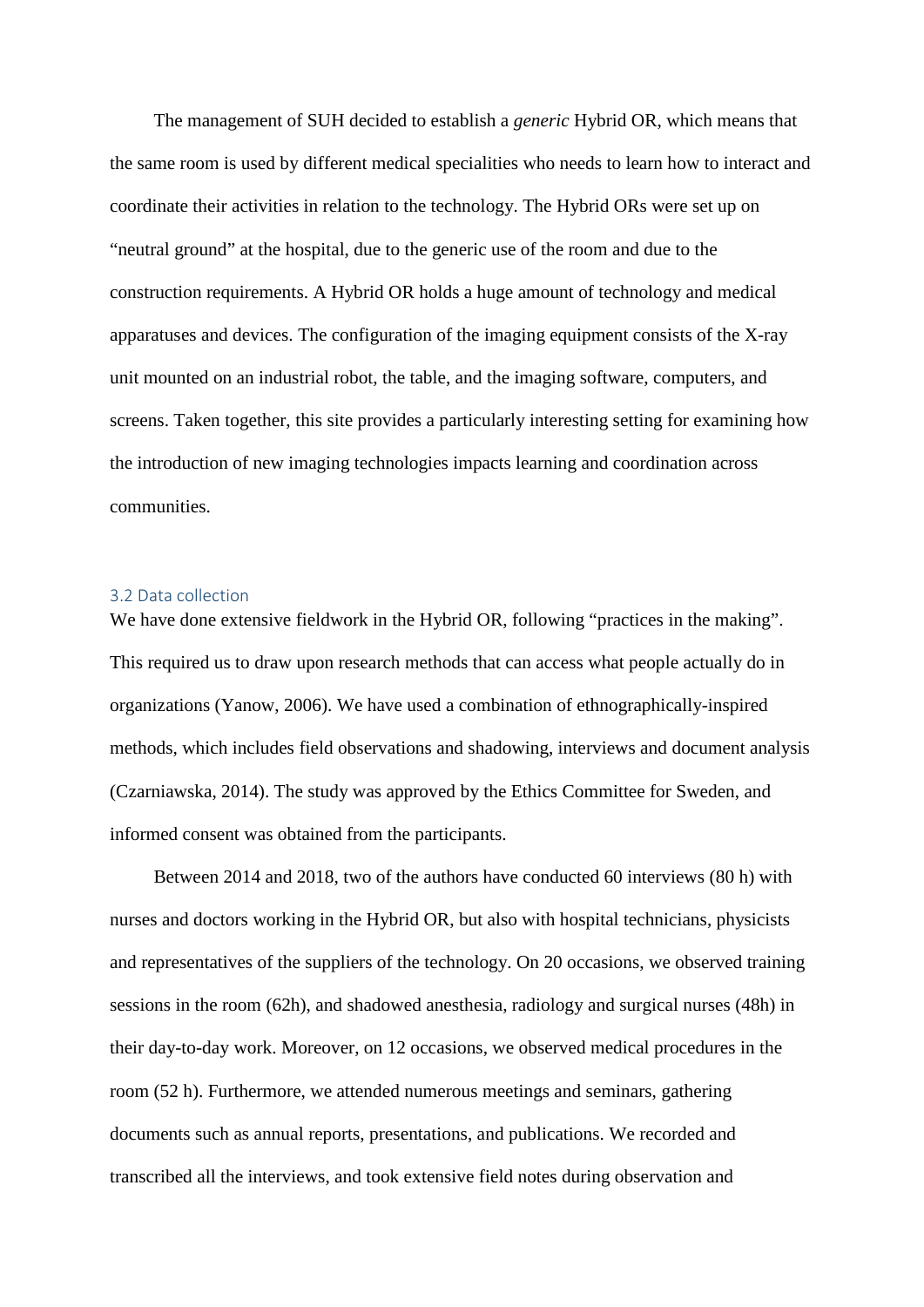The management of SUH decided to establish a *generic* Hybrid OR, which means that the same room is used by different medical specialities who needs to learn how to interact and coordinate their activities in relation to the technology. The Hybrid ORs were set up on "neutral ground" at the hospital, due to the generic use of the room and due to the construction requirements. A Hybrid OR holds a huge amount of technology and medical apparatuses and devices. The configuration of the imaging equipment consists of the X-ray unit mounted on an industrial robot, the table, and the imaging software, computers, and screens. Taken together, this site provides a particularly interesting setting for examining how the introduction of new imaging technologies impacts learning and coordination across communities.

### 3.2 Data collection

We have done extensive fieldwork in the Hybrid OR, following "practices in the making". This required us to draw upon research methods that can access what people actually do in organizations (Yanow, 2006). We have used a combination of ethnographically-inspired methods, which includes field observations and shadowing, interviews and document analysis (Czarniawska, 2014). The study was approved by the Ethics Committee for Sweden, and informed consent was obtained from the participants.

Between 2014 and 2018, two of the authors have conducted 60 interviews (80 h) with nurses and doctors working in the Hybrid OR, but also with hospital technicians, physicists and representatives of the suppliers of the technology. On 20 occasions, we observed training sessions in the room (62h), and shadowed anesthesia, radiology and surgical nurses (48h) in their day-to-day work. Moreover, on 12 occasions, we observed medical procedures in the room (52 h). Furthermore, we attended numerous meetings and seminars, gathering documents such as annual reports, presentations, and publications. We recorded and transcribed all the interviews, and took extensive field notes during observation and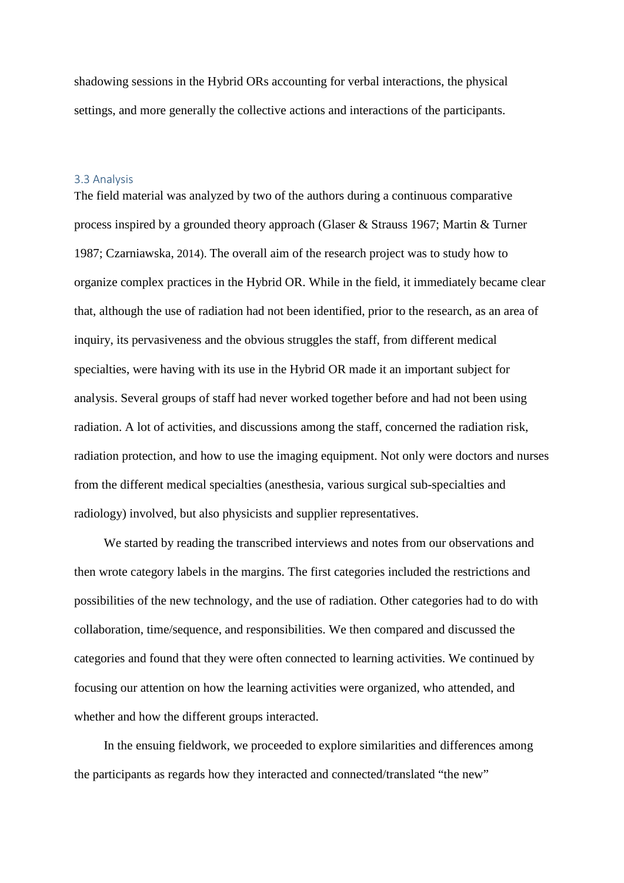shadowing sessions in the Hybrid ORs accounting for verbal interactions, the physical settings, and more generally the collective actions and interactions of the participants.

### 3.3 Analysis

The field material was analyzed by two of the authors during a continuous comparative process inspired by a grounded theory approach (Glaser & Strauss 1967; Martin & Turner 1987; Czarniawska, 2014). The overall aim of the research project was to study how to organize complex practices in the Hybrid OR. While in the field, it immediately became clear that, although the use of radiation had not been identified, prior to the research, as an area of inquiry, its pervasiveness and the obvious struggles the staff, from different medical specialties, were having with its use in the Hybrid OR made it an important subject for analysis. Several groups of staff had never worked together before and had not been using radiation. A lot of activities, and discussions among the staff, concerned the radiation risk, radiation protection, and how to use the imaging equipment. Not only were doctors and nurses from the different medical specialties (anesthesia, various surgical sub-specialties and radiology) involved, but also physicists and supplier representatives.

We started by reading the transcribed interviews and notes from our observations and then wrote category labels in the margins. The first categories included the restrictions and possibilities of the new technology, and the use of radiation. Other categories had to do with collaboration, time/sequence, and responsibilities. We then compared and discussed the categories and found that they were often connected to learning activities. We continued by focusing our attention on how the learning activities were organized, who attended, and whether and how the different groups interacted.

In the ensuing fieldwork, we proceeded to explore similarities and differences among the participants as regards how they interacted and connected/translated “the new”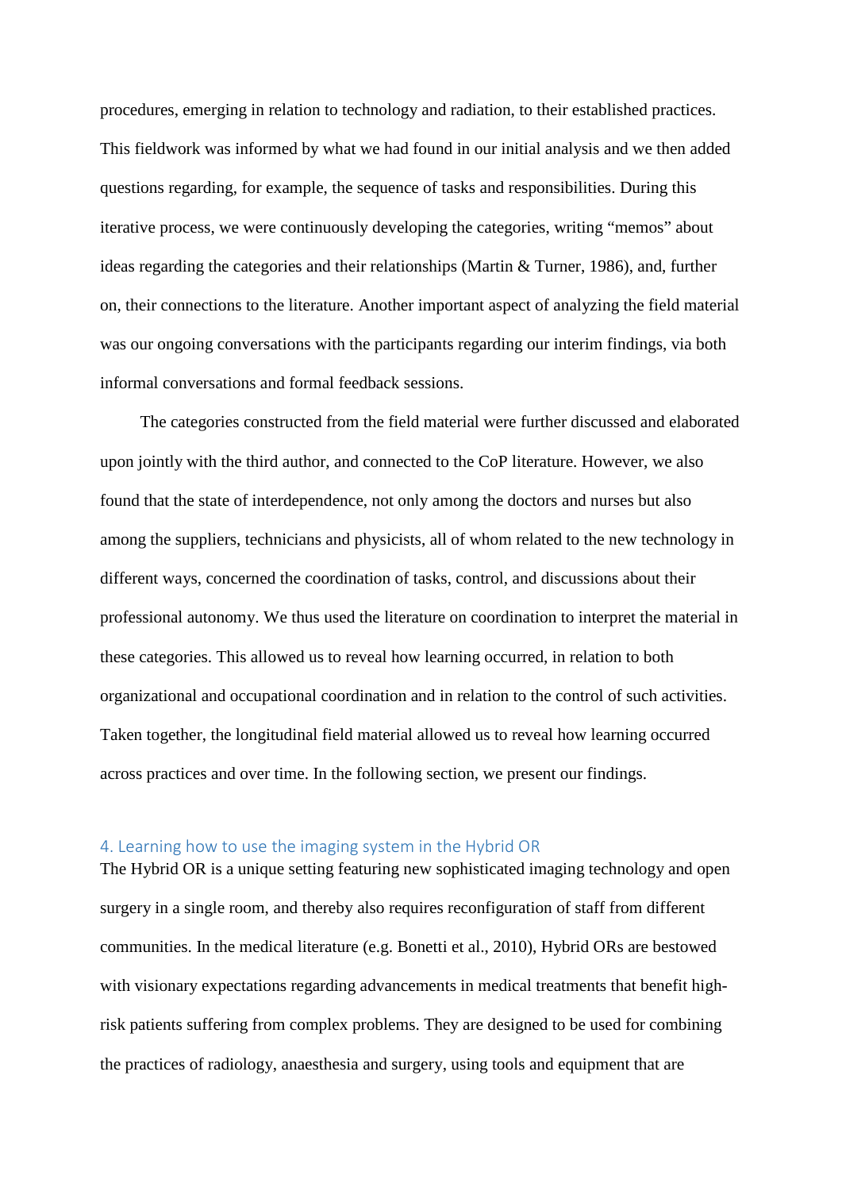procedures, emerging in relation to technology and radiation, to their established practices. This fieldwork was informed by what we had found in our initial analysis and we then added questions regarding, for example, the sequence of tasks and responsibilities. During this iterative process, we were continuously developing the categories, writing "memos" about ideas regarding the categories and their relationships (Martin & Turner, 1986), and, further on, their connections to the literature. Another important aspect of analyzing the field material was our ongoing conversations with the participants regarding our interim findings, via both informal conversations and formal feedback sessions.

The categories constructed from the field material were further discussed and elaborated upon jointly with the third author, and connected to the CoP literature. However, we also found that the state of interdependence, not only among the doctors and nurses but also among the suppliers, technicians and physicists, all of whom related to the new technology in different ways, concerned the coordination of tasks, control, and discussions about their professional autonomy. We thus used the literature on coordination to interpret the material in these categories. This allowed us to reveal how learning occurred, in relation to both organizational and occupational coordination and in relation to the control of such activities. Taken together, the longitudinal field material allowed us to reveal how learning occurred across practices and over time. In the following section, we present our findings.

## 4. Learning how to use the imaging system in the Hybrid OR

The Hybrid OR is a unique setting featuring new sophisticated imaging technology and open surgery in a single room, and thereby also requires reconfiguration of staff from different communities. In the medical literature (e.g. Bonetti et al., 2010), Hybrid ORs are bestowed with visionary expectations regarding advancements in medical treatments that benefit high-risk patients suffering from complex problems. They are designed to be used for combining the practices of radiology, anaesthesia and surgery, using tools and equipment that are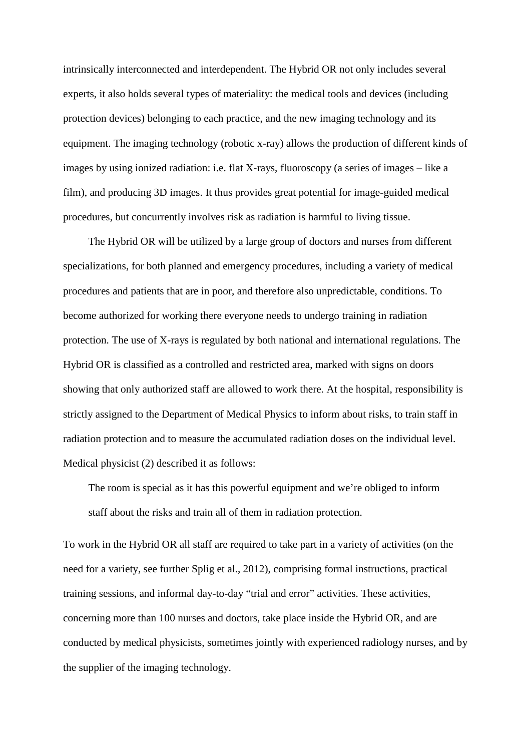intrinsically interconnected and interdependent. The Hybrid OR not only includes several experts, it also holds several types of materiality: the medical tools and devices (including protection devices) belonging to each practice, and the new imaging technology and its equipment. The imaging technology (robotic x-ray) allows the production of different kinds of images by using ionized radiation: i.e. flat X-rays, fluoroscopy (a series of images – like a film), and producing 3D images. It thus provides great potential for image-guided medical procedures, but concurrently involves risk as radiation is harmful to living tissue.

The Hybrid OR will be utilized by a large group of doctors and nurses from different specializations, for both planned and emergency procedures, including a variety of medical procedures and patients that are in poor, and therefore also unpredictable, conditions. To become authorized for working there everyone needs to undergo training in radiation protection. The use of X-rays is regulated by both national and international regulations. The Hybrid OR is classified as a controlled and restricted area, marked with signs on doors showing that only authorized staff are allowed to work there. At the hospital, responsibility is strictly assigned to the Department of Medical Physics to inform about risks, to train staff in radiation protection and to measure the accumulated radiation doses on the individual level. Medical physicist (2) described it as follows:

> The room is special as it has this powerful equipment and we're obliged to inform staff about the risks and train all of them in radiation protection.

To work in the Hybrid OR all staff are required to take part in a variety of activities (on the need for a variety, see further Splig et al., 2012), comprising formal instructions, practical training sessions, and informal day-to-day "trial and error" activities. These activities, concerning more than 100 nurses and doctors, take place inside the Hybrid OR, and are conducted by medical physicists, sometimes jointly with experienced radiology nurses, and by the supplier of the imaging technology.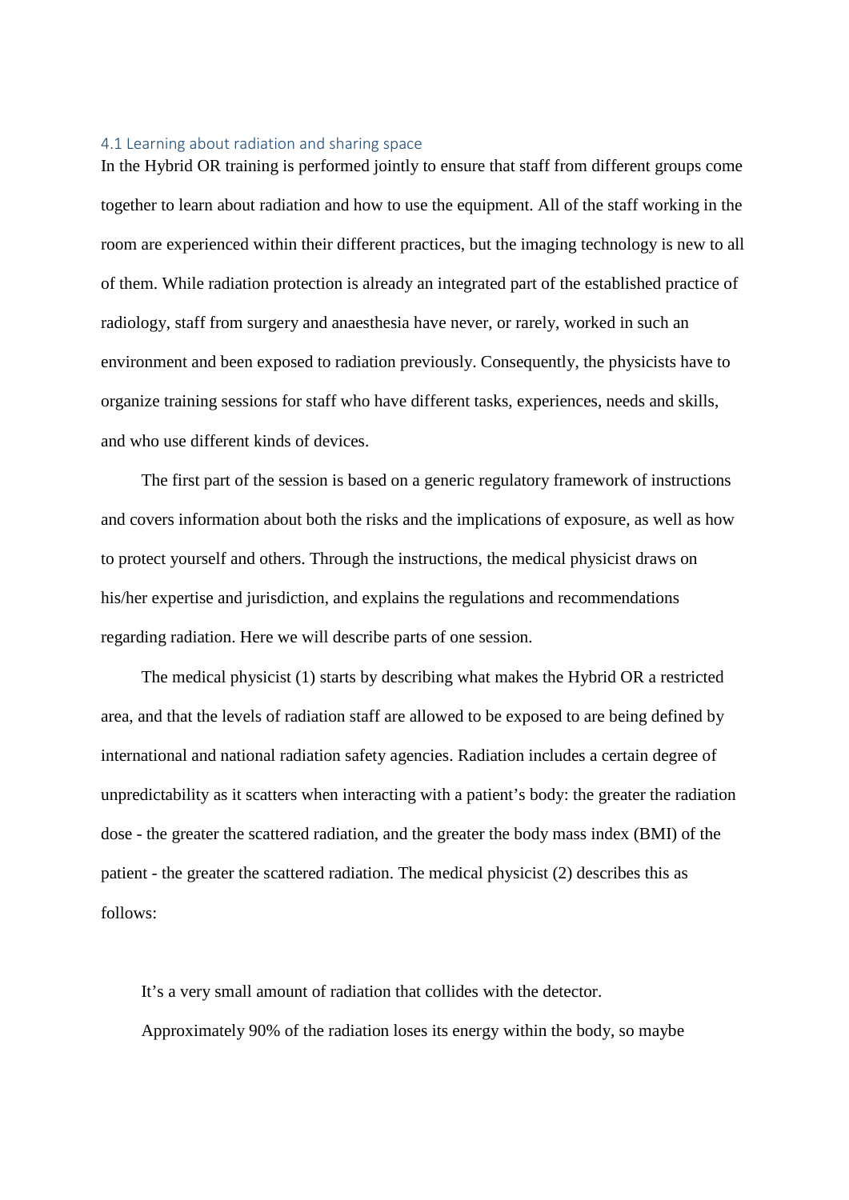### 4.1 Learning about radiation and sharing space

In the Hybrid OR training is performed jointly to ensure that staff from different groups come together to learn about radiation and how to use the equipment. All of the staff working in the room are experienced within their different practices, but the imaging technology is new to all of them. While radiation protection is already an integrated part of the established practice of radiology, staff from surgery and anaesthesia have never, or rarely, worked in such an environment and been exposed to radiation previously. Consequently, the physicists have to organize training sessions for staff who have different tasks, experiences, needs and skills, and who use different kinds of devices.

The first part of the session is based on a generic regulatory framework of instructions and covers information about both the risks and the implications of exposure, as well as how to protect yourself and others. Through the instructions, the medical physicist draws on his/her expertise and jurisdiction, and explains the regulations and recommendations regarding radiation. Here we will describe parts of one session.

The medical physicist (1) starts by describing what makes the Hybrid OR a restricted area, and that the levels of radiation staff are allowed to be exposed to are being defined by international and national radiation safety agencies. Radiation includes a certain degree of unpredictability as it scatters when interacting with a patient's body: the greater the radiation dose - the greater the scattered radiation, and the greater the body mass index (BMI) of the patient - the greater the scattered radiation. The medical physicist (2) describes this as follows:

> It's a very small amount of radiation that collides with the detector.
> Approximately 90% of the radiation loses its energy within the body, so maybe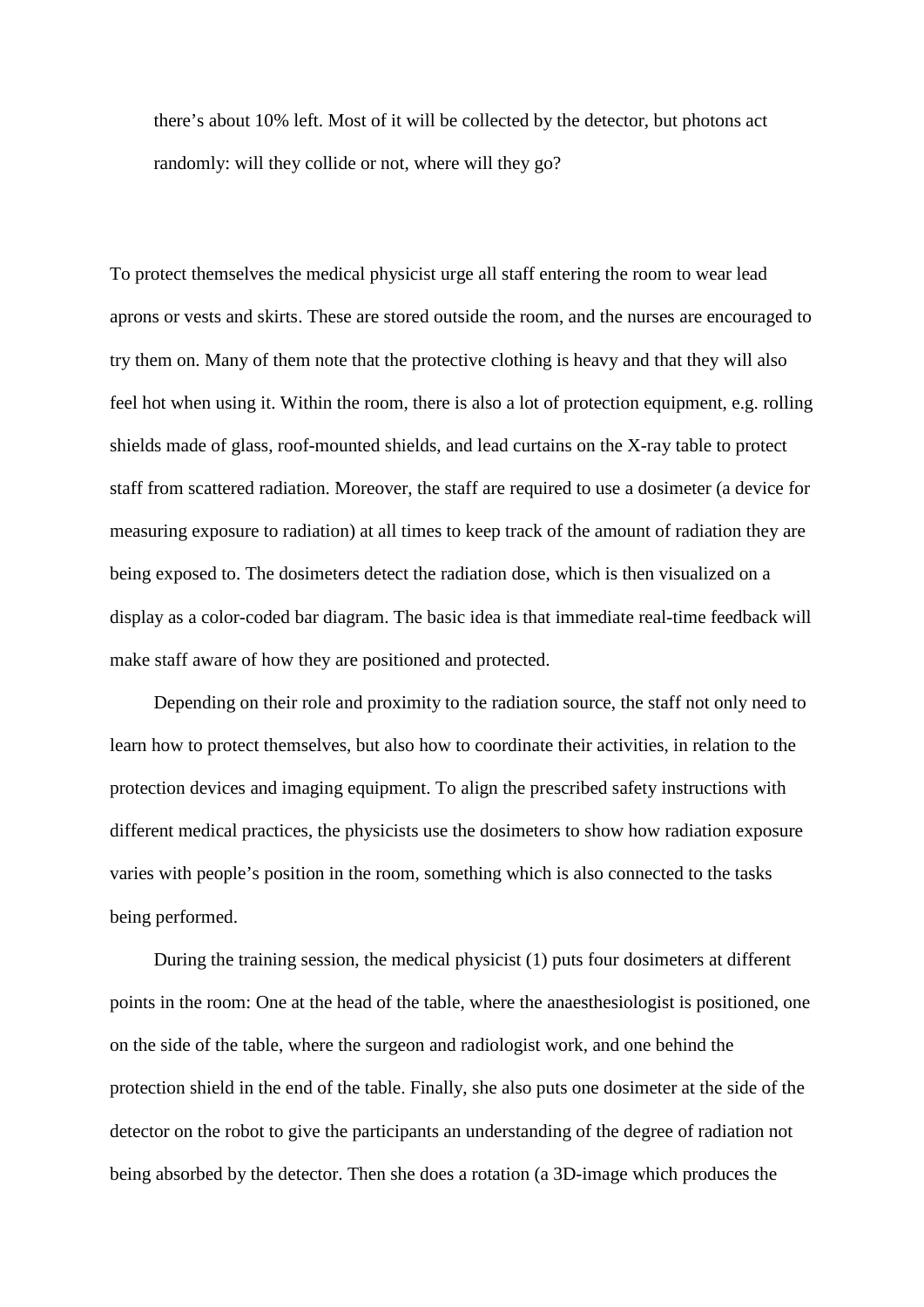there's about 10% left. Most of it will be collected by the detector, but photons act randomly: will they collide or not, where will they go?

To protect themselves the medical physicist urge all staff entering the room to wear lead aprons or vests and skirts. These are stored outside the room, and the nurses are encouraged to try them on. Many of them note that the protective clothing is heavy and that they will also feel hot when using it. Within the room, there is also a lot of protection equipment, e.g. rolling shields made of glass, roof-mounted shields, and lead curtains on the X-ray table to protect staff from scattered radiation. Moreover, the staff are required to use a dosimeter (a device for measuring exposure to radiation) at all times to keep track of the amount of radiation they are being exposed to. The dosimeters detect the radiation dose, which is then visualized on a display as a color-coded bar diagram. The basic idea is that immediate real-time feedback will make staff aware of how they are positioned and protected.

Depending on their role and proximity to the radiation source, the staff not only need to learn how to protect themselves, but also how to coordinate their activities, in relation to the protection devices and imaging equipment. To align the prescribed safety instructions with different medical practices, the physicists use the dosimeters to show how radiation exposure varies with people's position in the room, something which is also connected to the tasks being performed.

During the training session, the medical physicist (1) puts four dosimeters at different points in the room: One at the head of the table, where the anaesthesiologist is positioned, one on the side of the table, where the surgeon and radiologist work, and one behind the protection shield in the end of the table. Finally, she also puts one dosimeter at the side of the detector on the robot to give the participants an understanding of the degree of radiation not being absorbed by the detector. Then she does a rotation (a 3D-image which produces the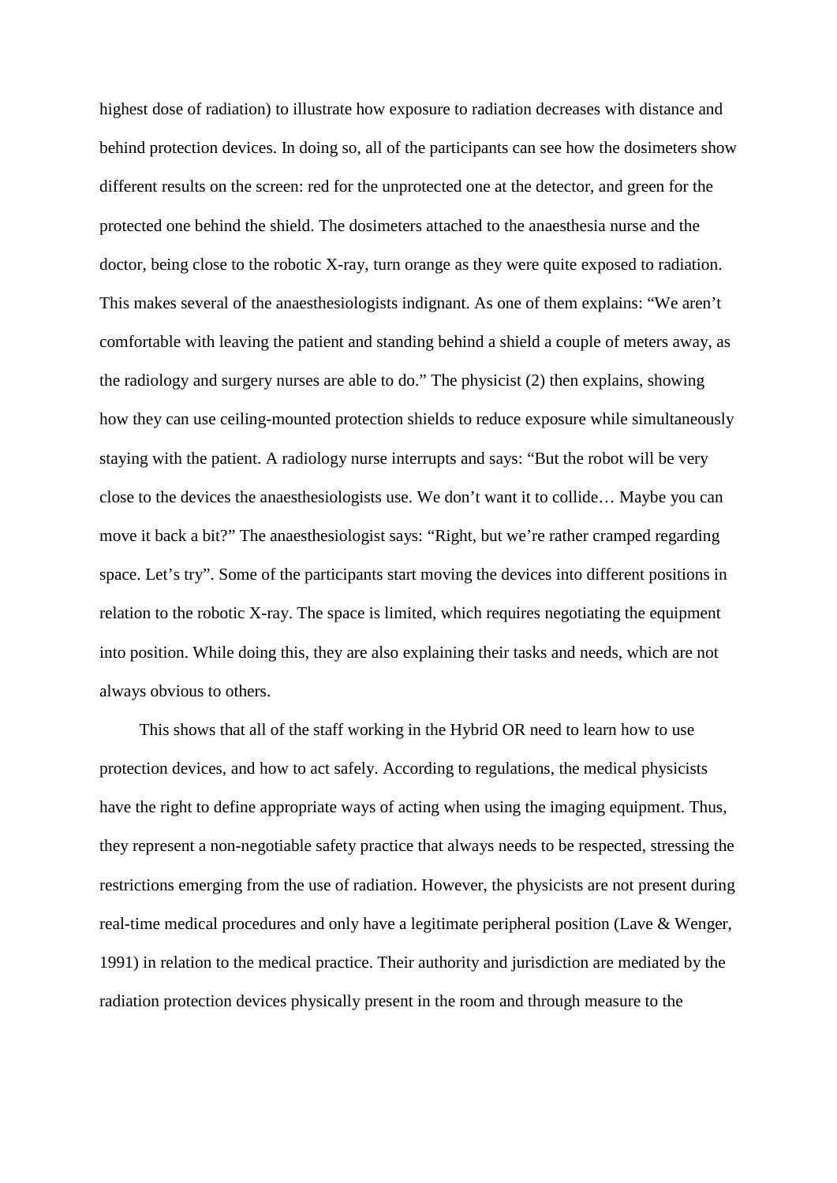highest dose of radiation) to illustrate how exposure to radiation decreases with distance and behind protection devices. In doing so, all of the participants can see how the dosimeters show different results on the screen: red for the unprotected one at the detector, and green for the protected one behind the shield. The dosimeters attached to the anaesthesia nurse and the doctor, being close to the robotic X-ray, turn orange as they were quite exposed to radiation. This makes several of the anaesthesiologists indignant. As one of them explains: "We aren't comfortable with leaving the patient and standing behind a shield a couple of meters away, as the radiology and surgery nurses are able to do." The physicist (2) then explains, showing how they can use ceiling-mounted protection shields to reduce exposure while simultaneously staying with the patient. A radiology nurse interrupts and says: "But the robot will be very close to the devices the anaesthesiologists use. We don't want it to collide… Maybe you can move it back a bit?" The anaesthesiologist says: "Right, but we're rather cramped regarding space. Let's try". Some of the participants start moving the devices into different positions in relation to the robotic X-ray. The space is limited, which requires negotiating the equipment into position. While doing this, they are also explaining their tasks and needs, which are not always obvious to others.

This shows that all of the staff working in the Hybrid OR need to learn how to use protection devices, and how to act safely. According to regulations, the medical physicists have the right to define appropriate ways of acting when using the imaging equipment. Thus, they represent a non-negotiable safety practice that always needs to be respected, stressing the restrictions emerging from the use of radiation. However, the physicists are not present during real-time medical procedures and only have a legitimate peripheral position (Lave & Wenger, 1991) in relation to the medical practice. Their authority and jurisdiction are mediated by the radiation protection devices physically present in the room and through measure to the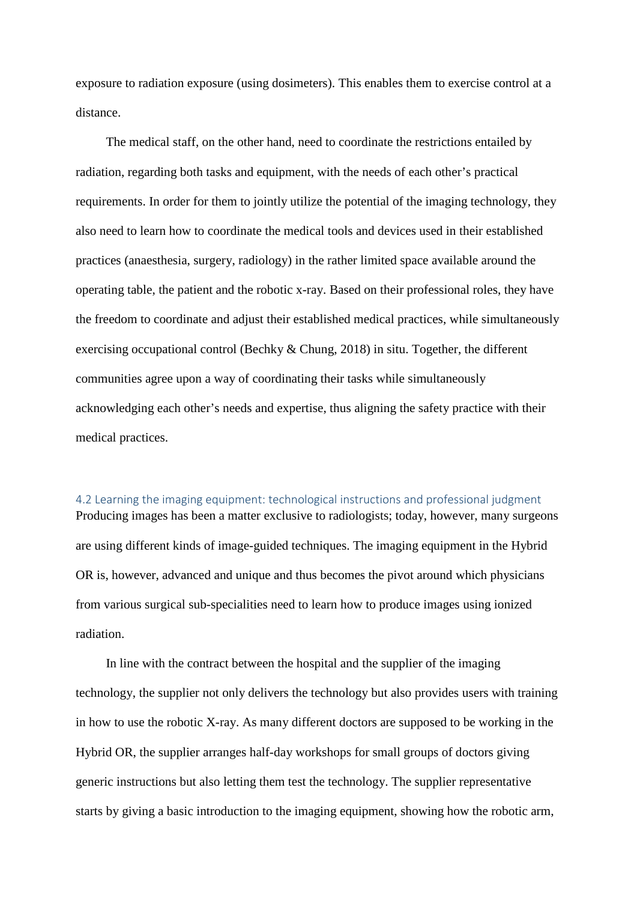exposure to radiation exposure (using dosimeters). This enables them to exercise control at a distance.

The medical staff, on the other hand, need to coordinate the restrictions entailed by radiation, regarding both tasks and equipment, with the needs of each other's practical requirements. In order for them to jointly utilize the potential of the imaging technology, they also need to learn how to coordinate the medical tools and devices used in their established practices (anaesthesia, surgery, radiology) in the rather limited space available around the operating table, the patient and the robotic x-ray. Based on their professional roles, they have the freedom to coordinate and adjust their established medical practices, while simultaneously exercising occupational control (Bechky & Chung, 2018) in situ. Together, the different communities agree upon a way of coordinating their tasks while simultaneously acknowledging each other's needs and expertise, thus aligning the safety practice with their medical practices.

### 4.2 Learning the imaging equipment: technological instructions and professional judgment

Producing images has been a matter exclusive to radiologists; today, however, many surgeons are using different kinds of image-guided techniques. The imaging equipment in the Hybrid OR is, however, advanced and unique and thus becomes the pivot around which physicians from various surgical sub-specialities need to learn how to produce images using ionized radiation.

In line with the contract between the hospital and the supplier of the imaging technology, the supplier not only delivers the technology but also provides users with training in how to use the robotic X-ray. As many different doctors are supposed to be working in the Hybrid OR, the supplier arranges half-day workshops for small groups of doctors giving generic instructions but also letting them test the technology. The supplier representative starts by giving a basic introduction to the imaging equipment, showing how the robotic arm,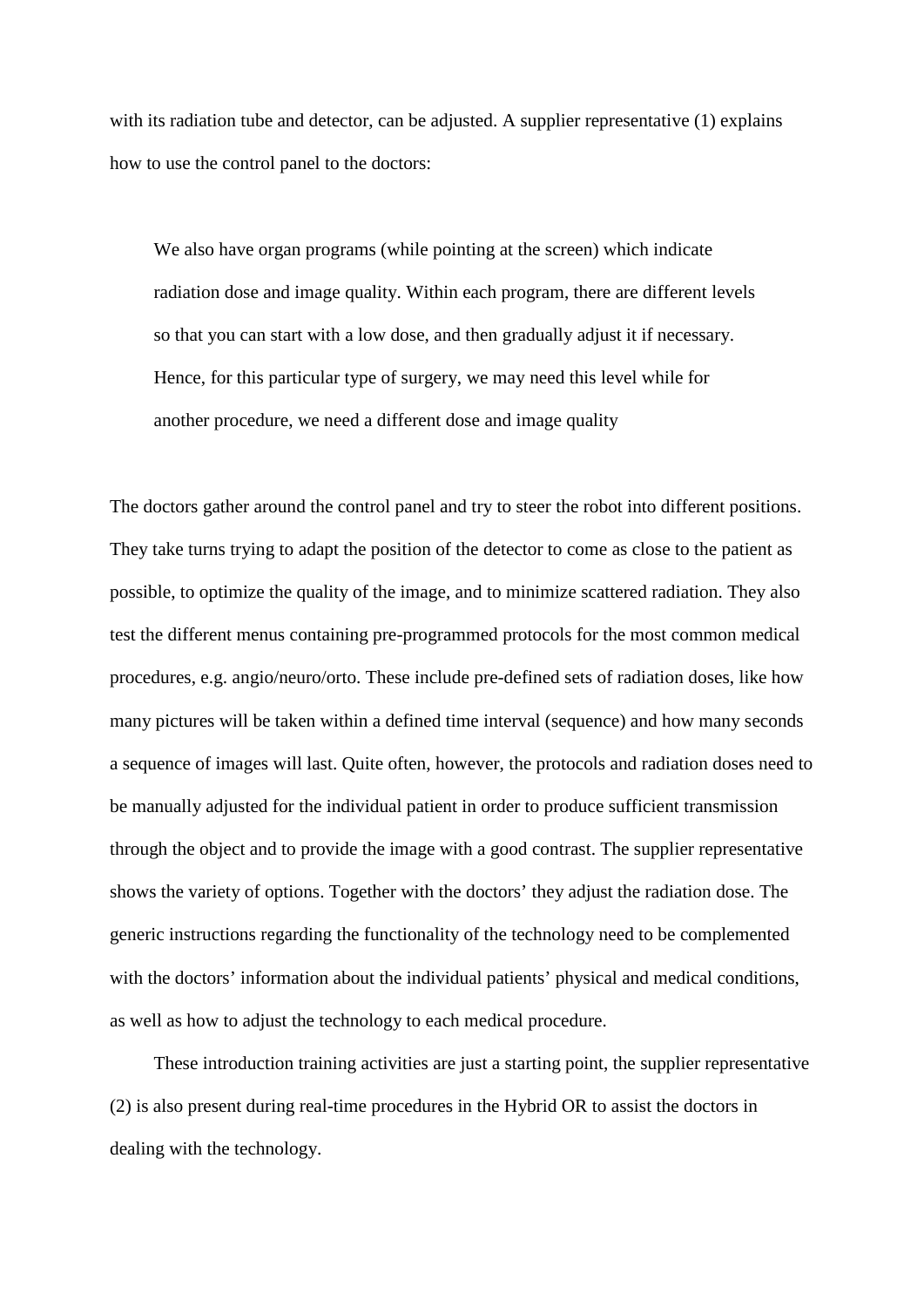with its radiation tube and detector, can be adjusted. A supplier representative (1) explains how to use the control panel to the doctors:

> We also have organ programs (while pointing at the screen) which indicate radiation dose and image quality. Within each program, there are different levels so that you can start with a low dose, and then gradually adjust it if necessary. Hence, for this particular type of surgery, we may need this level while for another procedure, we need a different dose and image quality

The doctors gather around the control panel and try to steer the robot into different positions. They take turns trying to adapt the position of the detector to come as close to the patient as possible, to optimize the quality of the image, and to minimize scattered radiation. They also test the different menus containing pre-programmed protocols for the most common medical procedures, e.g. angio/neuro/orto. These include pre-defined sets of radiation doses, like how many pictures will be taken within a defined time interval (sequence) and how many seconds a sequence of images will last. Quite often, however, the protocols and radiation doses need to be manually adjusted for the individual patient in order to produce sufficient transmission through the object and to provide the image with a good contrast. The supplier representative shows the variety of options. Together with the doctors' they adjust the radiation dose. The generic instructions regarding the functionality of the technology need to be complemented with the doctors' information about the individual patients' physical and medical conditions, as well as how to adjust the technology to each medical procedure.

These introduction training activities are just a starting point, the supplier representative (2) is also present during real-time procedures in the Hybrid OR to assist the doctors in dealing with the technology.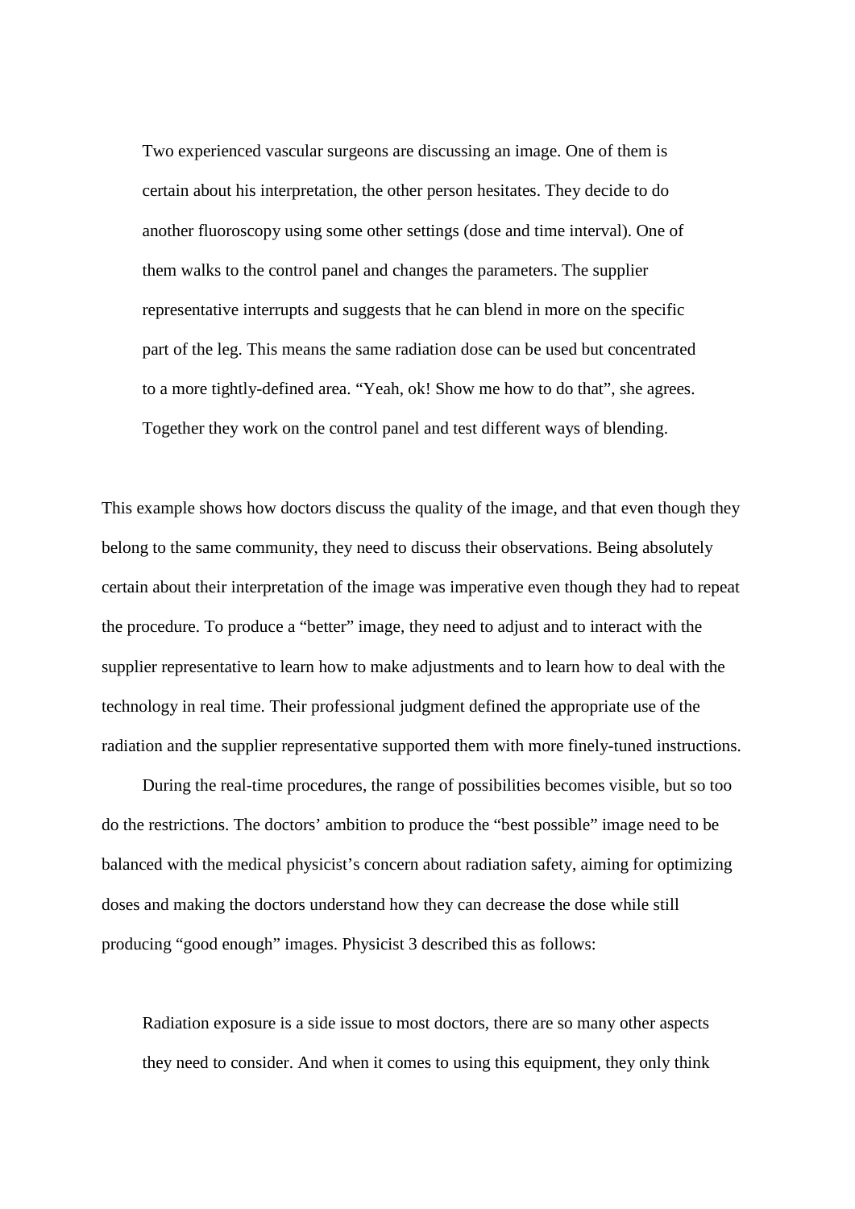> Two experienced vascular surgeons are discussing an image. One of them is certain about his interpretation, the other person hesitates. They decide to do another fluoroscopy using some other settings (dose and time interval). One of them walks to the control panel and changes the parameters. The supplier representative interrupts and suggests that he can blend in more on the specific part of the leg. This means the same radiation dose can be used but concentrated to a more tightly-defined area. "Yeah, ok! Show me how to do that", she agrees. Together they work on the control panel and test different ways of blending.

This example shows how doctors discuss the quality of the image, and that even though they belong to the same community, they need to discuss their observations. Being absolutely certain about their interpretation of the image was imperative even though they had to repeat the procedure. To produce a "better" image, they need to adjust and to interact with the supplier representative to learn how to make adjustments and to learn how to deal with the technology in real time. Their professional judgment defined the appropriate use of the radiation and the supplier representative supported them with more finely-tuned instructions.

During the real-time procedures, the range of possibilities becomes visible, but so too do the restrictions. The doctors' ambition to produce the "best possible" image need to be balanced with the medical physicist's concern about radiation safety, aiming for optimizing doses and making the doctors understand how they can decrease the dose while still producing "good enough" images. Physicist 3 described this as follows:

> Radiation exposure is a side issue to most doctors, there are so many other aspects they need to consider. And when it comes to using this equipment, they only think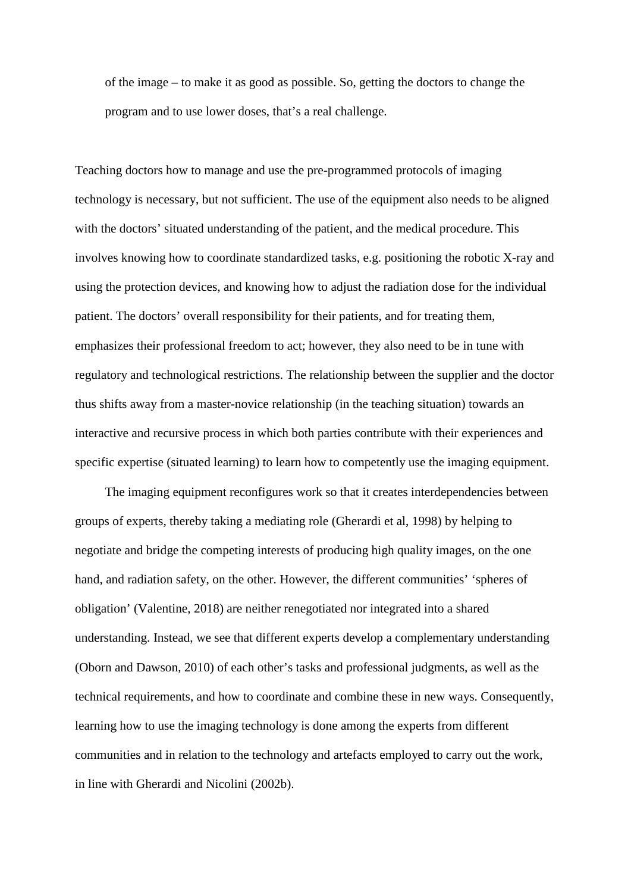> of the image – to make it as good as possible. So, getting the doctors to change the program and to use lower doses, that's a real challenge.

Teaching doctors how to manage and use the pre-programmed protocols of imaging technology is necessary, but not sufficient. The use of the equipment also needs to be aligned with the doctors' situated understanding of the patient, and the medical procedure. This involves knowing how to coordinate standardized tasks, e.g. positioning the robotic X-ray and using the protection devices, and knowing how to adjust the radiation dose for the individual patient. The doctors' overall responsibility for their patients, and for treating them, emphasizes their professional freedom to act; however, they also need to be in tune with regulatory and technological restrictions. The relationship between the supplier and the doctor thus shifts away from a master-novice relationship (in the teaching situation) towards an interactive and recursive process in which both parties contribute with their experiences and specific expertise (situated learning) to learn how to competently use the imaging equipment.

The imaging equipment reconfigures work so that it creates interdependencies between groups of experts, thereby taking a mediating role (Gherardi et al, 1998) by helping to negotiate and bridge the competing interests of producing high quality images, on the one hand, and radiation safety, on the other. However, the different communities' 'spheres of obligation' (Valentine, 2018) are neither renegotiated nor integrated into a shared understanding. Instead, we see that different experts develop a complementary understanding (Oborn and Dawson, 2010) of each other's tasks and professional judgments, as well as the technical requirements, and how to coordinate and combine these in new ways. Consequently, learning how to use the imaging technology is done among the experts from different communities and in relation to the technology and artefacts employed to carry out the work, in line with Gherardi and Nicolini (2002b).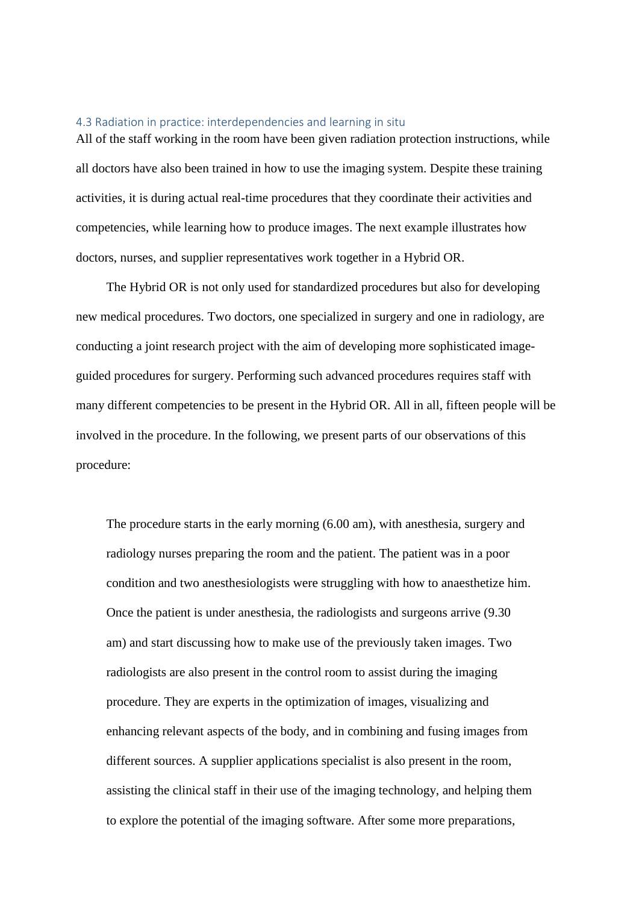### 4.3 Radiation in practice: interdependencies and learning in situ

All of the staff working in the room have been given radiation protection instructions, while all doctors have also been trained in how to use the imaging system. Despite these training activities, it is during actual real-time procedures that they coordinate their activities and competencies, while learning how to produce images. The next example illustrates how doctors, nurses, and supplier representatives work together in a Hybrid OR.

The Hybrid OR is not only used for standardized procedures but also for developing new medical procedures. Two doctors, one specialized in surgery and one in radiology, are conducting a joint research project with the aim of developing more sophisticated image-guided procedures for surgery. Performing such advanced procedures requires staff with many different competencies to be present in the Hybrid OR. All in all, fifteen people will be involved in the procedure. In the following, we present parts of our observations of this procedure:

> The procedure starts in the early morning (6.00 am), with anesthesia, surgery and radiology nurses preparing the room and the patient. The patient was in a poor condition and two anesthesiologists were struggling with how to anaesthetize him. Once the patient is under anesthesia, the radiologists and surgeons arrive (9.30 am) and start discussing how to make use of the previously taken images. Two radiologists are also present in the control room to assist during the imaging procedure. They are experts in the optimization of images, visualizing and enhancing relevant aspects of the body, and in combining and fusing images from different sources. A supplier applications specialist is also present in the room, assisting the clinical staff in their use of the imaging technology, and helping them to explore the potential of the imaging software. After some more preparations,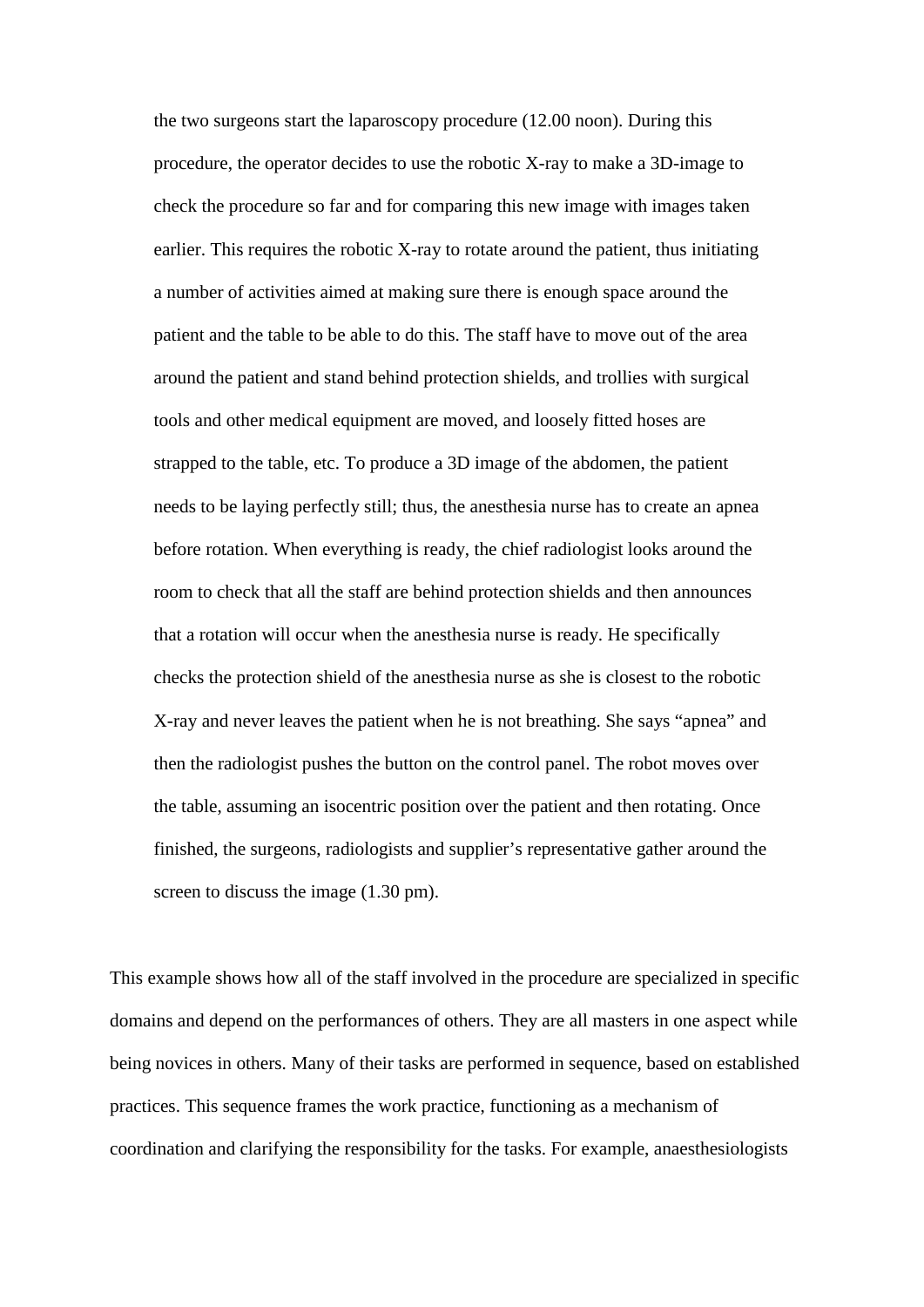> the two surgeons start the laparoscopy procedure (12.00 noon). During this procedure, the operator decides to use the robotic X-ray to make a 3D-image to check the procedure so far and for comparing this new image with images taken earlier. This requires the robotic X-ray to rotate around the patient, thus initiating a number of activities aimed at making sure there is enough space around the patient and the table to be able to do this. The staff have to move out of the area around the patient and stand behind protection shields, and trollies with surgical tools and other medical equipment are moved, and loosely fitted hoses are strapped to the table, etc. To produce a 3D image of the abdomen, the patient needs to be laying perfectly still; thus, the anesthesia nurse has to create an apnea before rotation. When everything is ready, the chief radiologist looks around the room to check that all the staff are behind protection shields and then announces that a rotation will occur when the anesthesia nurse is ready. He specifically checks the protection shield of the anesthesia nurse as she is closest to the robotic X-ray and never leaves the patient when he is not breathing. She says "apnea" and then the radiologist pushes the button on the control panel. The robot moves over the table, assuming an isocentric position over the patient and then rotating. Once finished, the surgeons, radiologists and supplier's representative gather around the screen to discuss the image (1.30 pm).

This example shows how all of the staff involved in the procedure are specialized in specific domains and depend on the performances of others. They are all masters in one aspect while being novices in others. Many of their tasks are performed in sequence, based on established practices. This sequence frames the work practice, functioning as a mechanism of coordination and clarifying the responsibility for the tasks. For example, anaesthesiologists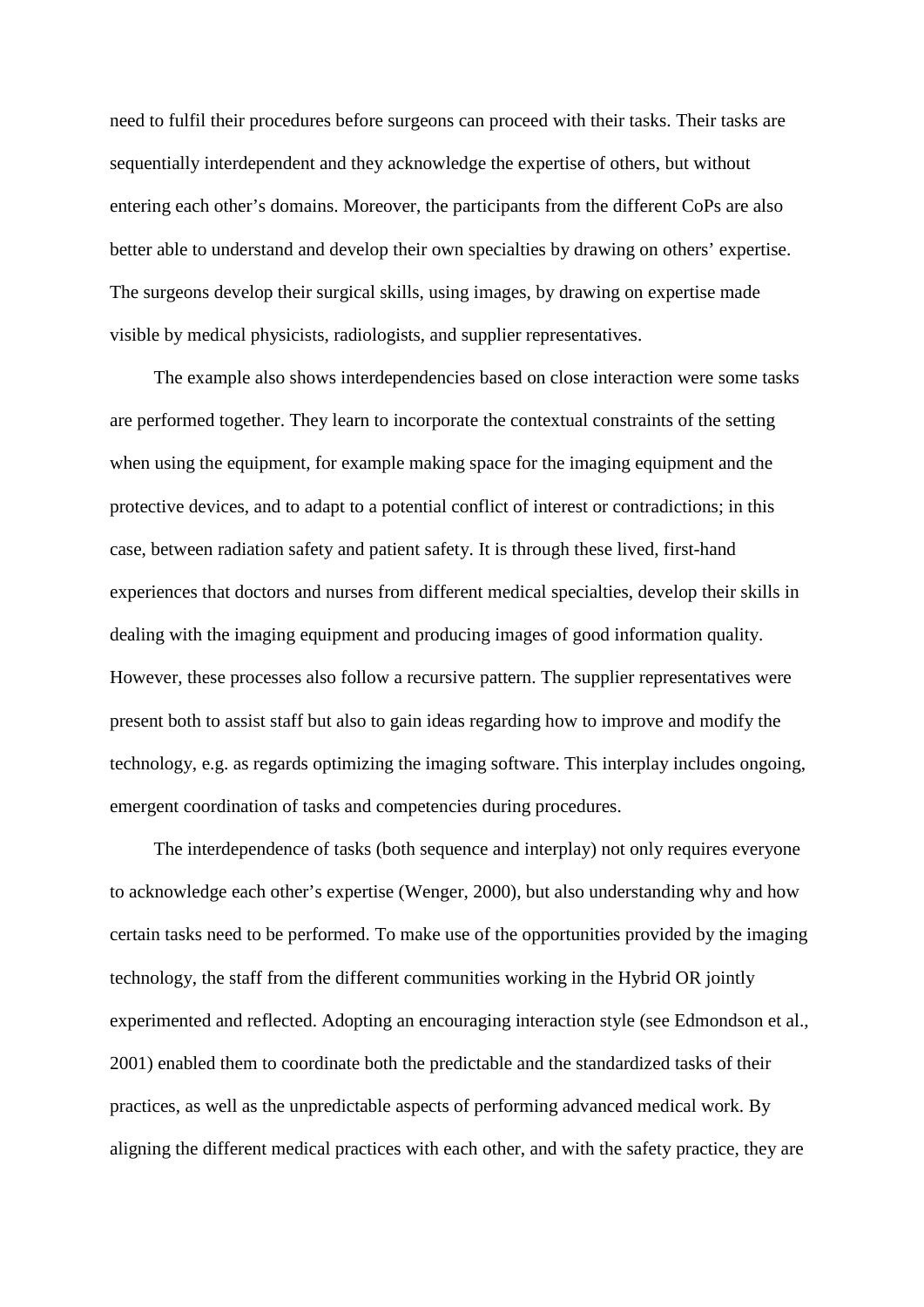need to fulfil their procedures before surgeons can proceed with their tasks. Their tasks are sequentially interdependent and they acknowledge the expertise of others, but without entering each other's domains. Moreover, the participants from the different CoPs are also better able to understand and develop their own specialties by drawing on others' expertise. The surgeons develop their surgical skills, using images, by drawing on expertise made visible by medical physicists, radiologists, and supplier representatives.

The example also shows interdependencies based on close interaction were some tasks are performed together. They learn to incorporate the contextual constraints of the setting when using the equipment, for example making space for the imaging equipment and the protective devices, and to adapt to a potential conflict of interest or contradictions; in this case, between radiation safety and patient safety. It is through these lived, first-hand experiences that doctors and nurses from different medical specialties, develop their skills in dealing with the imaging equipment and producing images of good information quality. However, these processes also follow a recursive pattern. The supplier representatives were present both to assist staff but also to gain ideas regarding how to improve and modify the technology, e.g. as regards optimizing the imaging software. This interplay includes ongoing, emergent coordination of tasks and competencies during procedures.

The interdependence of tasks (both sequence and interplay) not only requires everyone to acknowledge each other's expertise (Wenger, 2000), but also understanding why and how certain tasks need to be performed. To make use of the opportunities provided by the imaging technology, the staff from the different communities working in the Hybrid OR jointly experimented and reflected. Adopting an encouraging interaction style (see Edmondson et al., 2001) enabled them to coordinate both the predictable and the standardized tasks of their practices, as well as the unpredictable aspects of performing advanced medical work. By aligning the different medical practices with each other, and with the safety practice, they are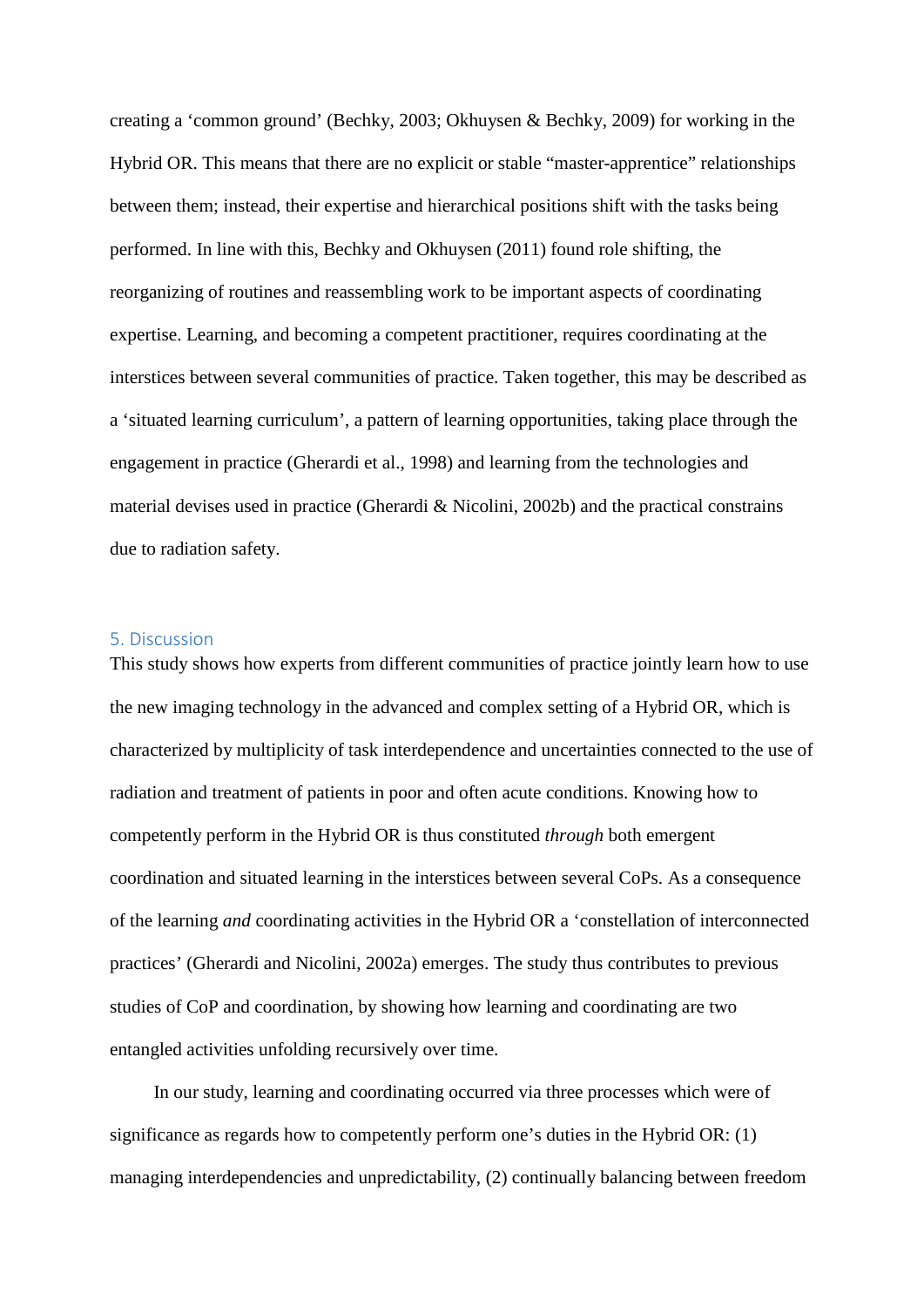creating a 'common ground' (Bechky, 2003; Okhuysen & Bechky, 2009) for working in the Hybrid OR. This means that there are no explicit or stable "master-apprentice" relationships between them; instead, their expertise and hierarchical positions shift with the tasks being performed. In line with this, Bechky and Okhuysen (2011) found role shifting, the reorganizing of routines and reassembling work to be important aspects of coordinating expertise. Learning, and becoming a competent practitioner, requires coordinating at the interstices between several communities of practice. Taken together, this may be described as a 'situated learning curriculum', a pattern of learning opportunities, taking place through the engagement in practice (Gherardi et al., 1998) and learning from the technologies and material devises used in practice (Gherardi & Nicolini, 2002b) and the practical constrains due to radiation safety.

## 5. Discussion

This study shows how experts from different communities of practice jointly learn how to use the new imaging technology in the advanced and complex setting of a Hybrid OR, which is characterized by multiplicity of task interdependence and uncertainties connected to the use of radiation and treatment of patients in poor and often acute conditions. Knowing how to competently perform in the Hybrid OR is thus constituted *through* both emergent coordination and situated learning in the interstices between several CoPs. As a consequence of the learning *and* coordinating activities in the Hybrid OR a 'constellation of interconnected practices' (Gherardi and Nicolini, 2002a) emerges. The study thus contributes to previous studies of CoP and coordination, by showing how learning and coordinating are two entangled activities unfolding recursively over time.

In our study, learning and coordinating occurred via three processes which were of significance as regards how to competently perform one's duties in the Hybrid OR: (1) managing interdependencies and unpredictability, (2) continually balancing between freedom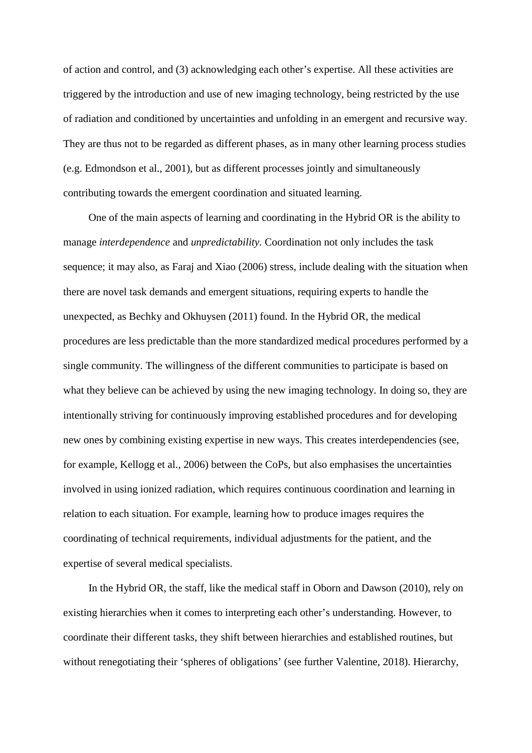of action and control, and (3) acknowledging each other's expertise. All these activities are triggered by the introduction and use of new imaging technology, being restricted by the use of radiation and conditioned by uncertainties and unfolding in an emergent and recursive way. They are thus not to be regarded as different phases, as in many other learning process studies (e.g. Edmondson et al., 2001), but as different processes jointly and simultaneously contributing towards the emergent coordination and situated learning.

One of the main aspects of learning and coordinating in the Hybrid OR is the ability to manage *interdependence* and *unpredictability.* Coordination not only includes the task sequence; it may also, as Faraj and Xiao (2006) stress, include dealing with the situation when there are novel task demands and emergent situations, requiring experts to handle the unexpected, as Bechky and Okhuysen (2011) found. In the Hybrid OR, the medical procedures are less predictable than the more standardized medical procedures performed by a single community. The willingness of the different communities to participate is based on what they believe can be achieved by using the new imaging technology. In doing so, they are intentionally striving for continuously improving established procedures and for developing new ones by combining existing expertise in new ways. This creates interdependencies (see, for example, Kellogg et al., 2006) between the CoPs, but also emphasises the uncertainties involved in using ionized radiation, which requires continuous coordination and learning in relation to each situation. For example, learning how to produce images requires the coordinating of technical requirements, individual adjustments for the patient, and the expertise of several medical specialists.

In the Hybrid OR, the staff, like the medical staff in Oborn and Dawson (2010), rely on existing hierarchies when it comes to interpreting each other's understanding. However, to coordinate their different tasks, they shift between hierarchies and established routines, but without renegotiating their 'spheres of obligations' (see further Valentine, 2018). Hierarchy,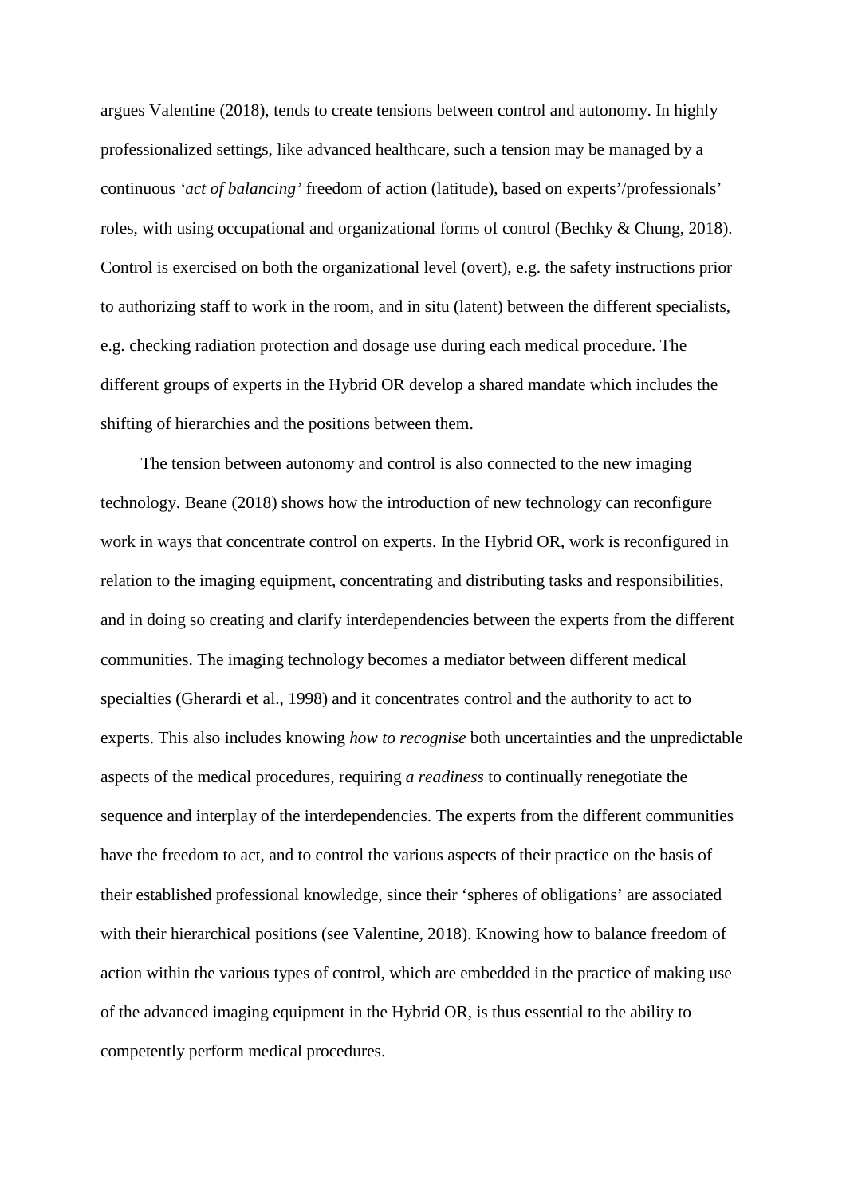argues Valentine (2018), tends to create tensions between control and autonomy. In highly professionalized settings, like advanced healthcare, such a tension may be managed by a continuous *'act of balancing'* freedom of action (latitude), based on experts'/professionals' roles, with using occupational and organizational forms of control (Bechky & Chung, 2018). Control is exercised on both the organizational level (overt), e.g. the safety instructions prior to authorizing staff to work in the room, and in situ (latent) between the different specialists, e.g. checking radiation protection and dosage use during each medical procedure. The different groups of experts in the Hybrid OR develop a shared mandate which includes the shifting of hierarchies and the positions between them.

The tension between autonomy and control is also connected to the new imaging technology. Beane (2018) shows how the introduction of new technology can reconfigure work in ways that concentrate control on experts. In the Hybrid OR, work is reconfigured in relation to the imaging equipment, concentrating and distributing tasks and responsibilities, and in doing so creating and clarify interdependencies between the experts from the different communities. The imaging technology becomes a mediator between different medical specialties (Gherardi et al., 1998) and it concentrates control and the authority to act to experts. This also includes knowing *how to recognise* both uncertainties and the unpredictable aspects of the medical procedures, requiring *a readiness* to continually renegotiate the sequence and interplay of the interdependencies. The experts from the different communities have the freedom to act, and to control the various aspects of their practice on the basis of their established professional knowledge, since their 'spheres of obligations' are associated with their hierarchical positions (see Valentine, 2018). Knowing how to balance freedom of action within the various types of control, which are embedded in the practice of making use of the advanced imaging equipment in the Hybrid OR, is thus essential to the ability to competently perform medical procedures.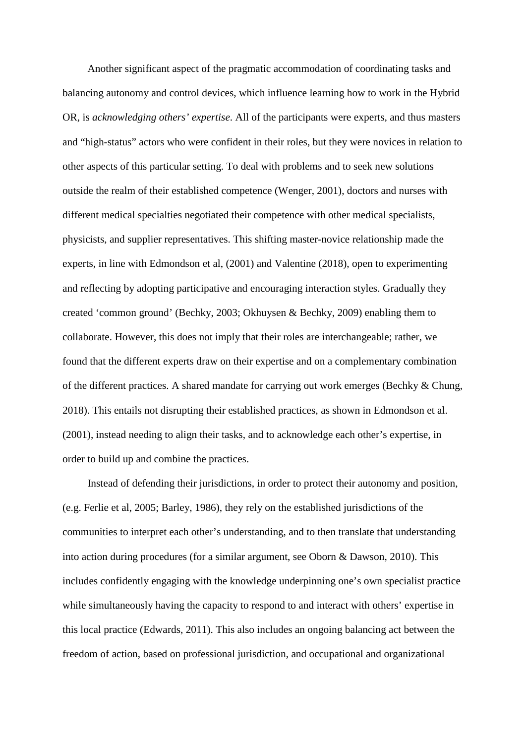Another significant aspect of the pragmatic accommodation of coordinating tasks and balancing autonomy and control devices, which influence learning how to work in the Hybrid OR, is *acknowledging others' expertise*. All of the participants were experts, and thus masters and "high-status" actors who were confident in their roles, but they were novices in relation to other aspects of this particular setting. To deal with problems and to seek new solutions outside the realm of their established competence (Wenger, 2001), doctors and nurses with different medical specialties negotiated their competence with other medical specialists, physicists, and supplier representatives. This shifting master-novice relationship made the experts, in line with Edmondson et al, (2001) and Valentine (2018), open to experimenting and reflecting by adopting participative and encouraging interaction styles. Gradually they created 'common ground' (Bechky, 2003; Okhuysen & Bechky, 2009) enabling them to collaborate. However, this does not imply that their roles are interchangeable; rather, we found that the different experts draw on their expertise and on a complementary combination of the different practices. A shared mandate for carrying out work emerges (Bechky & Chung, 2018). This entails not disrupting their established practices, as shown in Edmondson et al. (2001), instead needing to align their tasks, and to acknowledge each other's expertise, in order to build up and combine the practices.

Instead of defending their jurisdictions, in order to protect their autonomy and position, (e.g. Ferlie et al, 2005; Barley, 1986), they rely on the established jurisdictions of the communities to interpret each other's understanding, and to then translate that understanding into action during procedures (for a similar argument, see Oborn & Dawson, 2010). This includes confidently engaging with the knowledge underpinning one's own specialist practice while simultaneously having the capacity to respond to and interact with others' expertise in this local practice (Edwards, 2011). This also includes an ongoing balancing act between the freedom of action, based on professional jurisdiction, and occupational and organizational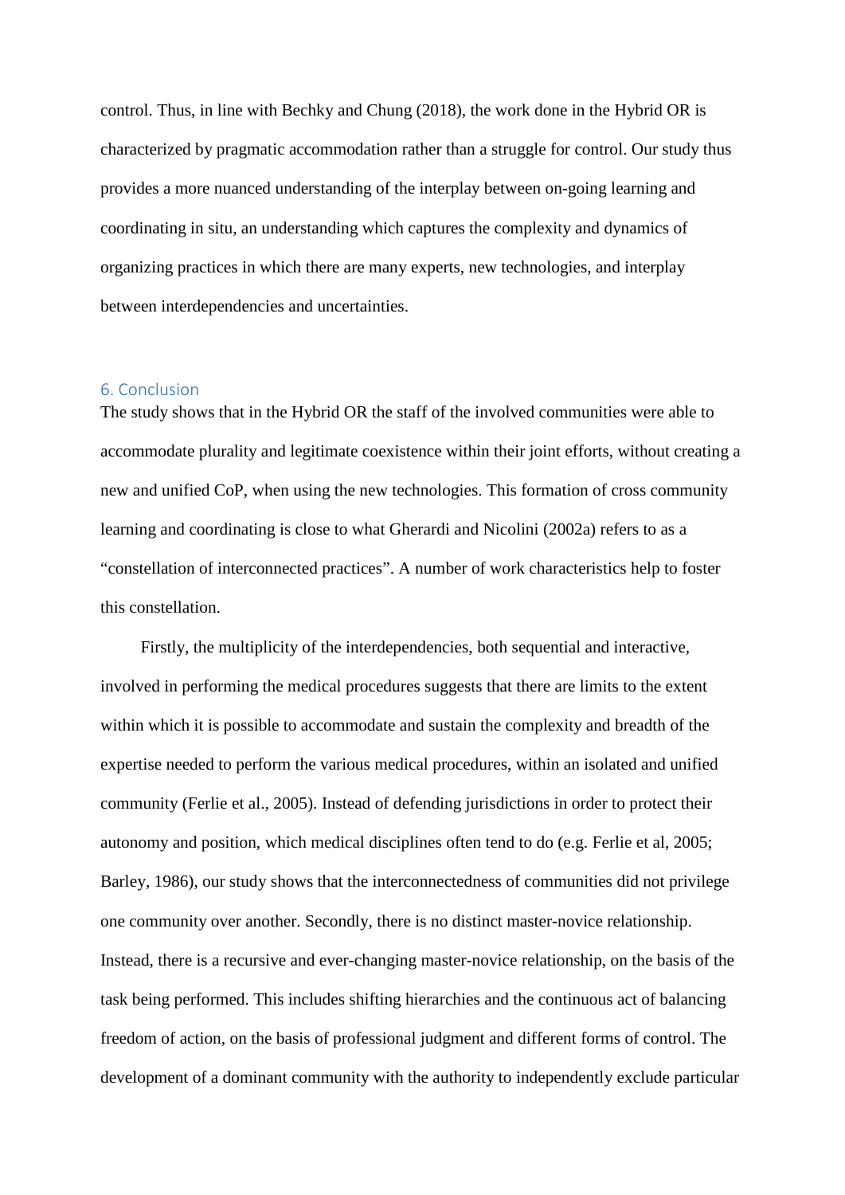control. Thus, in line with Bechky and Chung (2018), the work done in the Hybrid OR is characterized by pragmatic accommodation rather than a struggle for control. Our study thus provides a more nuanced understanding of the interplay between on-going learning and coordinating in situ, an understanding which captures the complexity and dynamics of organizing practices in which there are many experts, new technologies, and interplay between interdependencies and uncertainties.

## 6. Conclusion

The study shows that in the Hybrid OR the staff of the involved communities were able to accommodate plurality and legitimate coexistence within their joint efforts, without creating a new and unified CoP, when using the new technologies. This formation of cross community learning and coordinating is close to what Gherardi and Nicolini (2002a) refers to as a "constellation of interconnected practices". A number of work characteristics help to foster this constellation.

Firstly, the multiplicity of the interdependencies, both sequential and interactive, involved in performing the medical procedures suggests that there are limits to the extent within which it is possible to accommodate and sustain the complexity and breadth of the expertise needed to perform the various medical procedures, within an isolated and unified community (Ferlie et al., 2005). Instead of defending jurisdictions in order to protect their autonomy and position, which medical disciplines often tend to do (e.g. Ferlie et al, 2005; Barley, 1986), our study shows that the interconnectedness of communities did not privilege one community over another. Secondly, there is no distinct master-novice relationship. Instead, there is a recursive and ever-changing master-novice relationship, on the basis of the task being performed. This includes shifting hierarchies and the continuous act of balancing freedom of action, on the basis of professional judgment and different forms of control. The development of a dominant community with the authority to independently exclude particular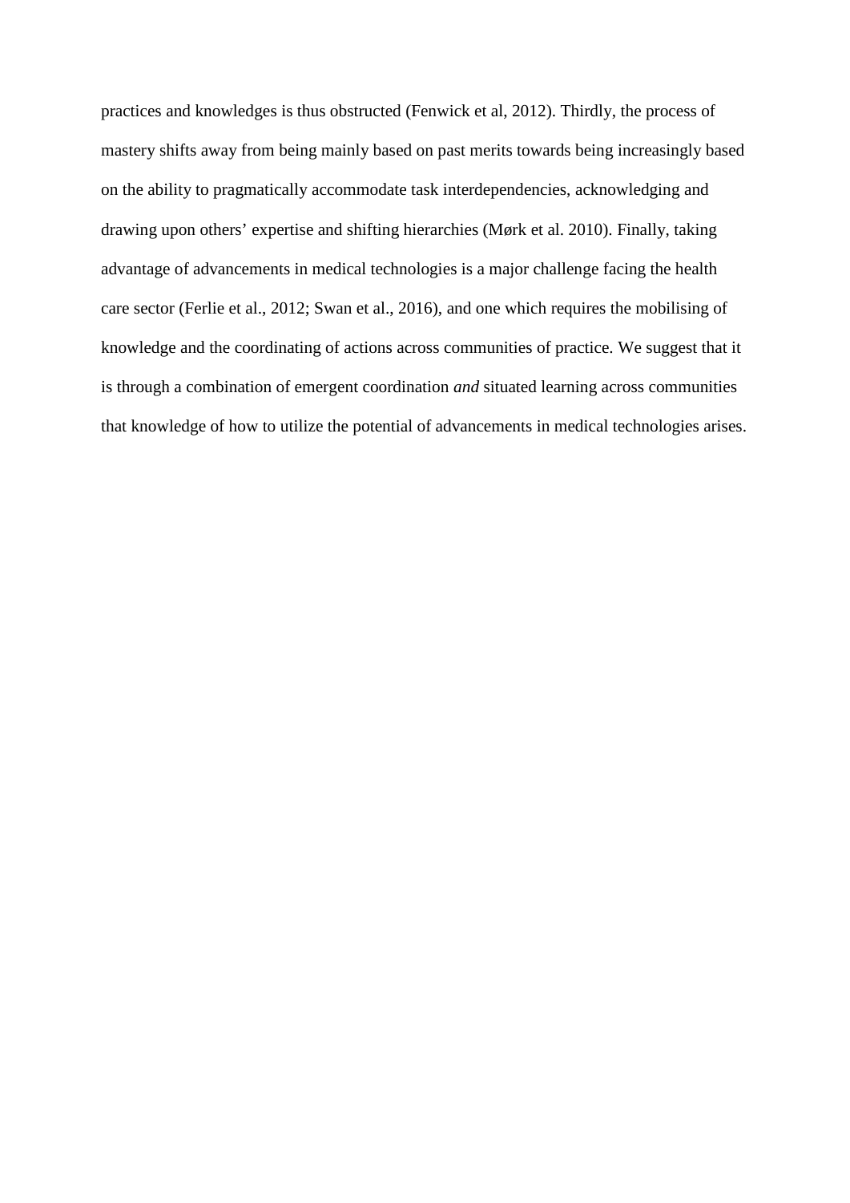practices and knowledges is thus obstructed (Fenwick et al, 2012). Thirdly, the process of mastery shifts away from being mainly based on past merits towards being increasingly based on the ability to pragmatically accommodate task interdependencies, acknowledging and drawing upon others' expertise and shifting hierarchies (Mørk et al. 2010). Finally, taking advantage of advancements in medical technologies is a major challenge facing the health care sector (Ferlie et al., 2012; Swan et al., 2016), and one which requires the mobilising of knowledge and the coordinating of actions across communities of practice. We suggest that it is through a combination of emergent coordination *and* situated learning across communities that knowledge of how to utilize the potential of advancements in medical technologies arises.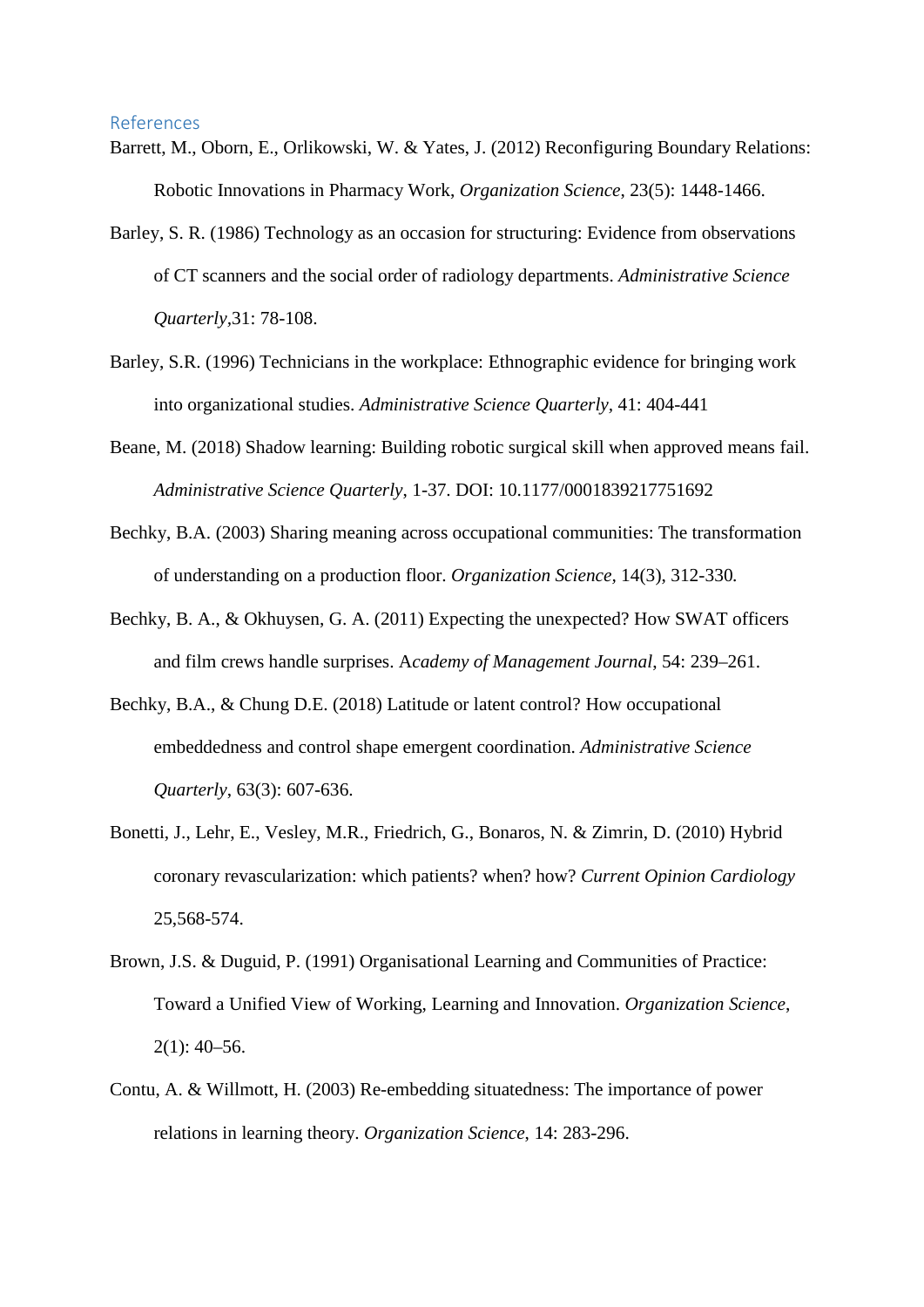## References

Barrett, M., Oborn, E., Orlikowski, W. & Yates, J. (2012) Reconfiguring Boundary Relations: Robotic Innovations in Pharmacy Work, *Organization Science*, 23(5): 1448-1466.

Barley, S. R. (1986) Technology as an occasion for structuring: Evidence from observations of CT scanners and the social order of radiology departments. *Administrative Science Quarterly*,31: 78-108.

Barley, S.R. (1996) Technicians in the workplace: Ethnographic evidence for bringing work into organizational studies. *Administrative Science Quarterly*, 41: 404-441

Beane, M. (2018) Shadow learning: Building robotic surgical skill when approved means fail. *Administrative Science Quarterly*, 1-37. DOI: 10.1177/0001839217751692

Bechky, B.A. (2003) Sharing meaning across occupational communities: The transformation of understanding on a production floor. *Organization Science,* 14(3), 312-330*.*

Bechky, B. A., & Okhuysen, G. A. (2011) Expecting the unexpected? How SWAT officers and film crews handle surprises. A*cademy of Management Journal*, 54: 239–261.

Bechky, B.A., & Chung D.E. (2018) Latitude or latent control? How occupational embeddedness and control shape emergent coordination. *Administrative Science Quarterly*, 63(3): 607-636.

Bonetti, J., Lehr, E., Vesley, M.R., Friedrich, G., Bonaros, N. & Zimrin, D. (2010) Hybrid coronary revascularization: which patients? when? how? *Current Opinion Cardiology* 25,568-574.

Brown, J.S. & Duguid, P. (1991) Organisational Learning and Communities of Practice: Toward a Unified View of Working, Learning and Innovation. *Organization Science*, 2(1): 40–56.

Contu, A. & Willmott, H. (2003) Re-embedding situatedness: The importance of power relations in learning theory. *Organization Science*, 14: 283-296.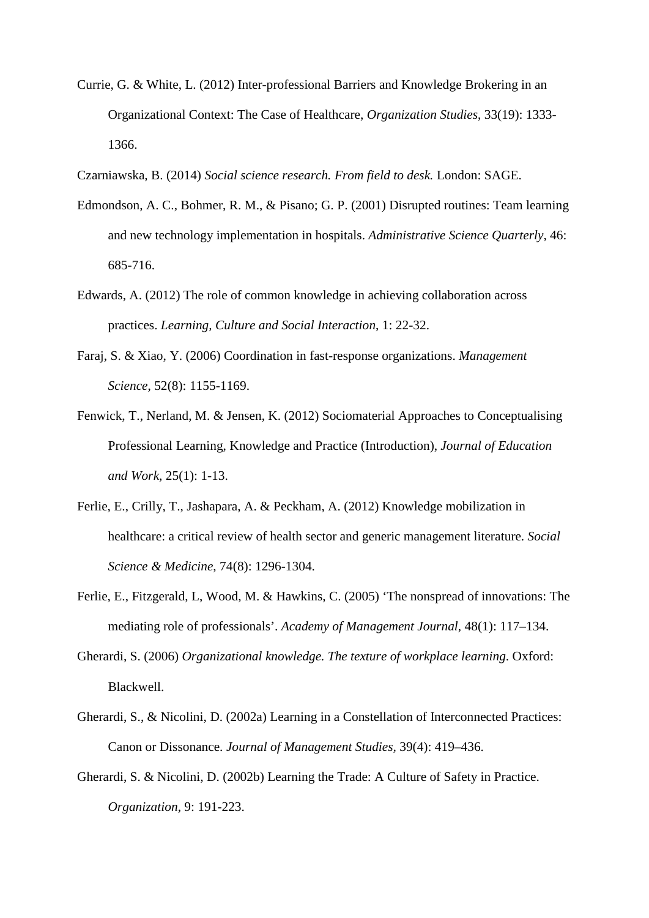Currie, G. & White, L. (2012) Inter-professional Barriers and Knowledge Brokering in an Organizational Context: The Case of Healthcare, *Organization Studies*, 33(19): 1333-1366.

Czarniawska, B. (2014) *Social science research. From field to desk.* London: SAGE.

Edmondson, A. C., Bohmer, R. M., & Pisano; G. P. (2001) Disrupted routines: Team learning and new technology implementation in hospitals. *Administrative Science Quarterly,* 46: 685-716.

Edwards, A. (2012) The role of common knowledge in achieving collaboration across practices. *Learning, Culture and Social Interaction*, 1: 22-32.

Faraj, S. & Xiao, Y. (2006) Coordination in fast-response organizations. *Management Science*, 52(8): 1155-1169.

Fenwick, T., Nerland, M. & Jensen, K. (2012) Sociomaterial Approaches to Conceptualising Professional Learning, Knowledge and Practice (Introduction), *Journal of Education and Work*, 25(1): 1-13.

Ferlie, E., Crilly, T., Jashapara, A. & Peckham, A. (2012) Knowledge mobilization in healthcare: a critical review of health sector and generic management literature. *Social Science & Medicine*, 74(8): 1296-1304.

Ferlie, E., Fitzgerald, L, Wood, M. & Hawkins, C. (2005) 'The nonspread of innovations: The mediating role of professionals'. *Academy of Management Journal*, 48(1): 117–134.

Gherardi, S. (2006) *Organizational knowledge. The texture of workplace learning*. Oxford: Blackwell.

Gherardi, S., & Nicolini, D. (2002a) Learning in a Constellation of Interconnected Practices: Canon or Dissonance. *Journal of Management Studies*, 39(4): 419–436.

Gherardi, S. & Nicolini, D. (2002b) Learning the Trade: A Culture of Safety in Practice. *Organization*, 9: 191-223.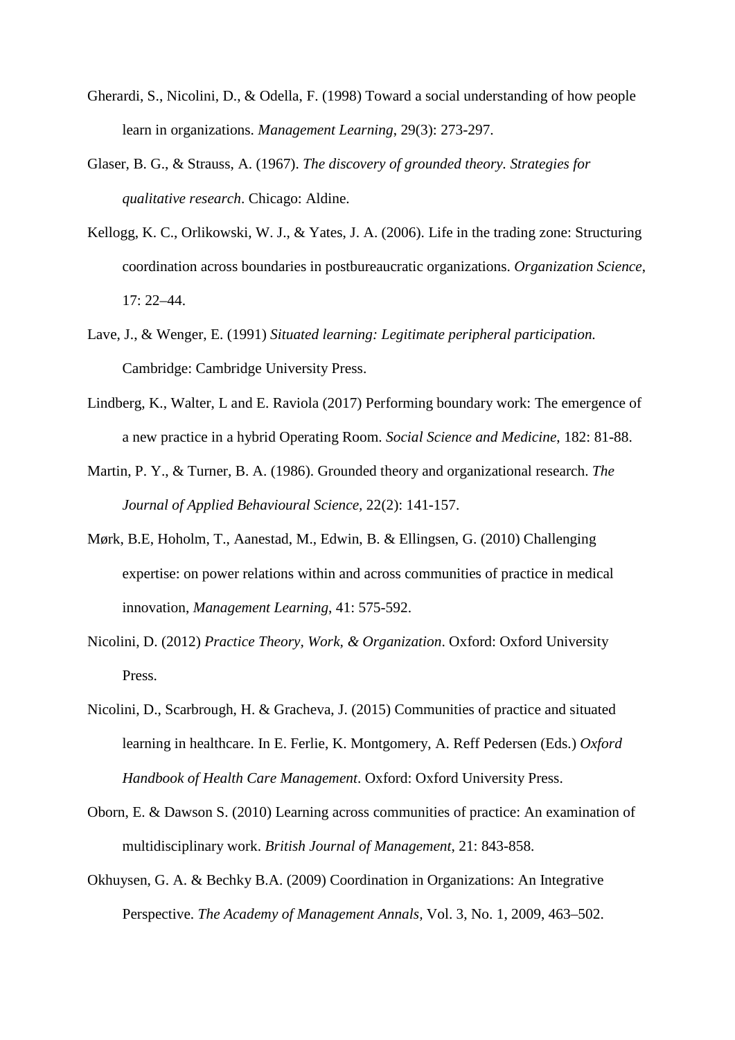Gherardi, S., Nicolini, D., & Odella, F. (1998) Toward a social understanding of how people learn in organizations. *Management Learning*, 29(3): 273-297.

Glaser, B. G., & Strauss, A. (1967). *The discovery of grounded theory. Strategies for qualitative research*. Chicago: Aldine.

Kellogg, K. C., Orlikowski, W. J., & Yates, J. A. (2006). Life in the trading zone: Structuring coordination across boundaries in postbureaucratic organizations. *Organization Science*, 17: 22–44.

Lave, J., & Wenger, E. (1991) *Situated learning: Legitimate peripheral participation.* Cambridge: Cambridge University Press.

Lindberg, K., Walter, L and E. Raviola (2017) Performing boundary work: The emergence of a new practice in a hybrid Operating Room. *Social Science and Medicine*, 182: 81-88.

Martin, P. Y., & Turner, B. A. (1986). Grounded theory and organizational research. *The Journal of Applied Behavioural Science*, 22(2): 141-157.

Mørk, B.E, Hoholm, T., Aanestad, M., Edwin, B. & Ellingsen, G. (2010) Challenging expertise: on power relations within and across communities of practice in medical innovation, *Management Learning*, 41: 575-592.

Nicolini, D. (2012) *Practice Theory, Work, & Organization*. Oxford: Oxford University Press.

Nicolini, D., Scarbrough, H. & Gracheva, J. (2015) Communities of practice and situated learning in healthcare. In E. Ferlie, K. Montgomery, A. Reff Pedersen (Eds.) *Oxford Handbook of Health Care Management*. Oxford: Oxford University Press.

Oborn, E. & Dawson S. (2010) Learning across communities of practice: An examination of multidisciplinary work. *British Journal of Management*, 21: 843-858.

Okhuysen, G. A. & Bechky B.A. (2009) Coordination in Organizations: An Integrative Perspective. *The Academy of Management Annals*, Vol. 3, No. 1, 2009, 463–502.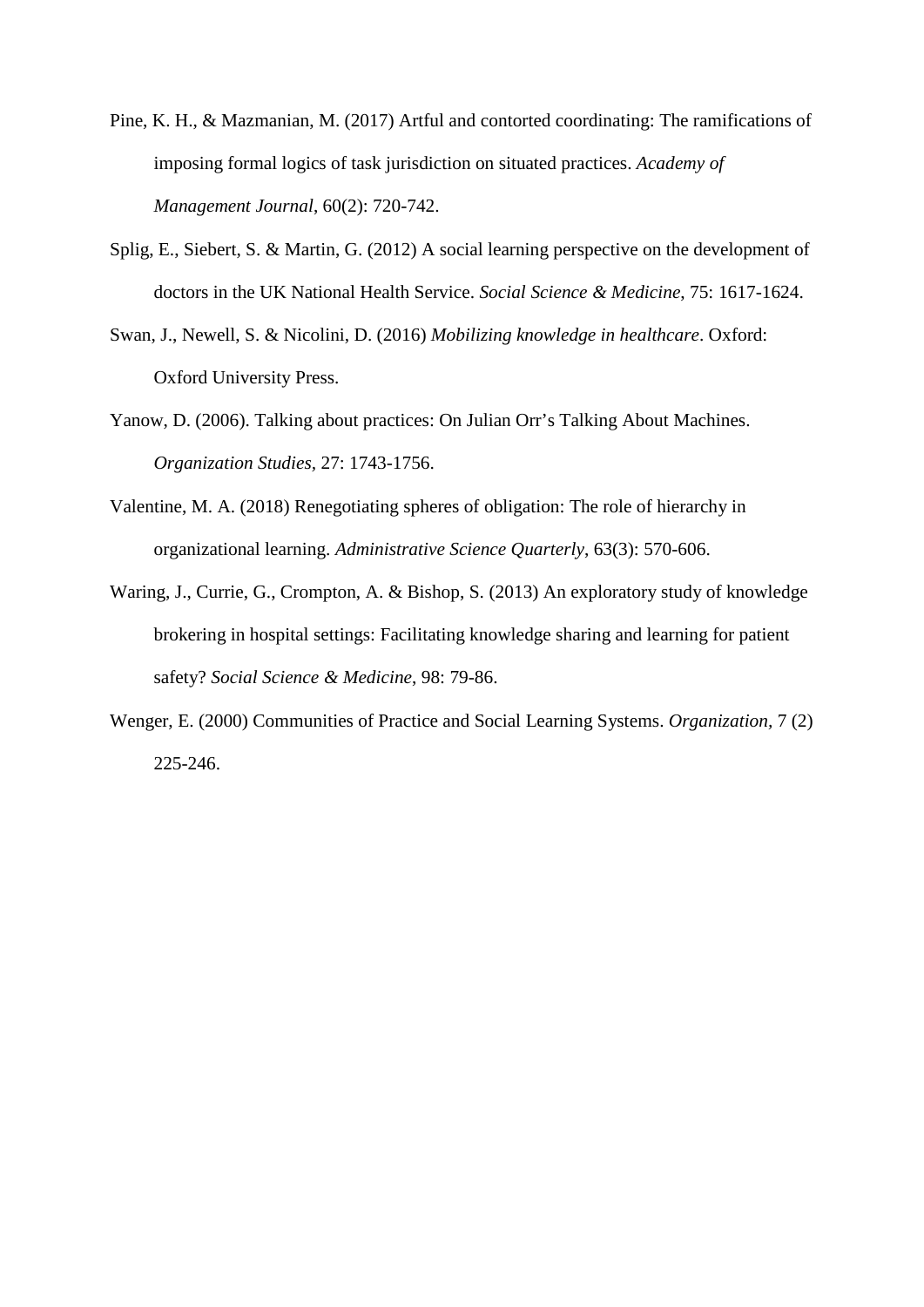Pine, K. H., & Mazmanian, M. (2017) Artful and contorted coordinating: The ramifications of imposing formal logics of task jurisdiction on situated practices. *Academy of Management Journal*, 60(2): 720-742.

Splig, E., Siebert, S. & Martin, G. (2012) A social learning perspective on the development of doctors in the UK National Health Service. *Social Science & Medicine*, 75: 1617-1624.

Swan, J., Newell, S. & Nicolini, D. (2016) *Mobilizing knowledge in healthcare*. Oxford: Oxford University Press.

Yanow, D. (2006). Talking about practices: On Julian Orr's Talking About Machines. *Organization Studies*, 27: 1743-1756.

Valentine, M. A. (2018) Renegotiating spheres of obligation: The role of hierarchy in organizational learning. *Administrative Science Quarterly*, 63(3): 570-606.

Waring, J., Currie, G., Crompton, A. & Bishop, S. (2013) An exploratory study of knowledge brokering in hospital settings: Facilitating knowledge sharing and learning for patient safety? *Social Science & Medicine*, 98: 79-86.

Wenger, E. (2000) Communities of Practice and Social Learning Systems. *Organization*, 7 (2) 225-246.